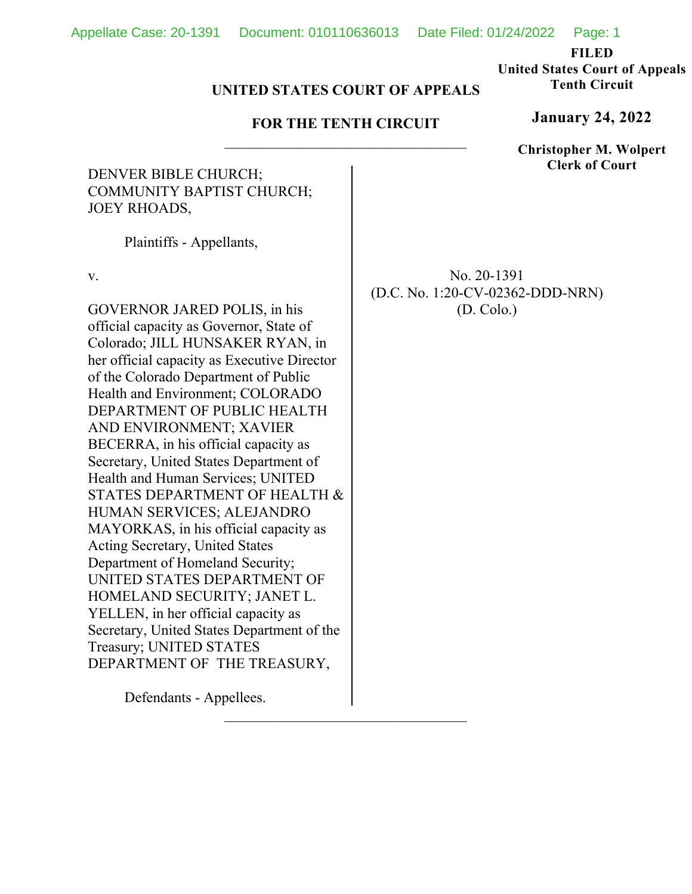FILED
United States Court of Appeals
Tenth Circuit

**January 24, 2022**

**Christopher M. Wolpert**
**Clerk of Court**

**UNITED STATES COURT OF APPEALS**

**FOR THE TENTH CIRCUIT**

---

DENVER BIBLE CHURCH; COMMUNITY BAPTIST CHURCH; JOEY RHOADS,

Plaintiffs - Appellants,

v.

GOVERNOR JARED POLIS, in his official capacity as Governor, State of Colorado; JILL HUNSAKER RYAN, in her official capacity as Executive Director of the Colorado Department of Public Health and Environment; COLORADO DEPARTMENT OF PUBLIC HEALTH AND ENVIRONMENT; XAVIER BECERRA, in his official capacity as Secretary, United States Department of Health and Human Services; UNITED STATES DEPARTMENT OF HEALTH & HUMAN SERVICES; ALEJANDRO MAYORKAS, in his official capacity as Acting Secretary, United States Department of Homeland Security; UNITED STATES DEPARTMENT OF HOMELAND SECURITY; JANET L. YELLEN, in her official capacity as Secretary, United States Department of the Treasury; UNITED STATES DEPARTMENT OF THE TREASURY,

Defendants - Appellees.

No. 20-1391
(D.C. No. 1:20-CV-02362-DDD-NRN)
(D. Colo.)

---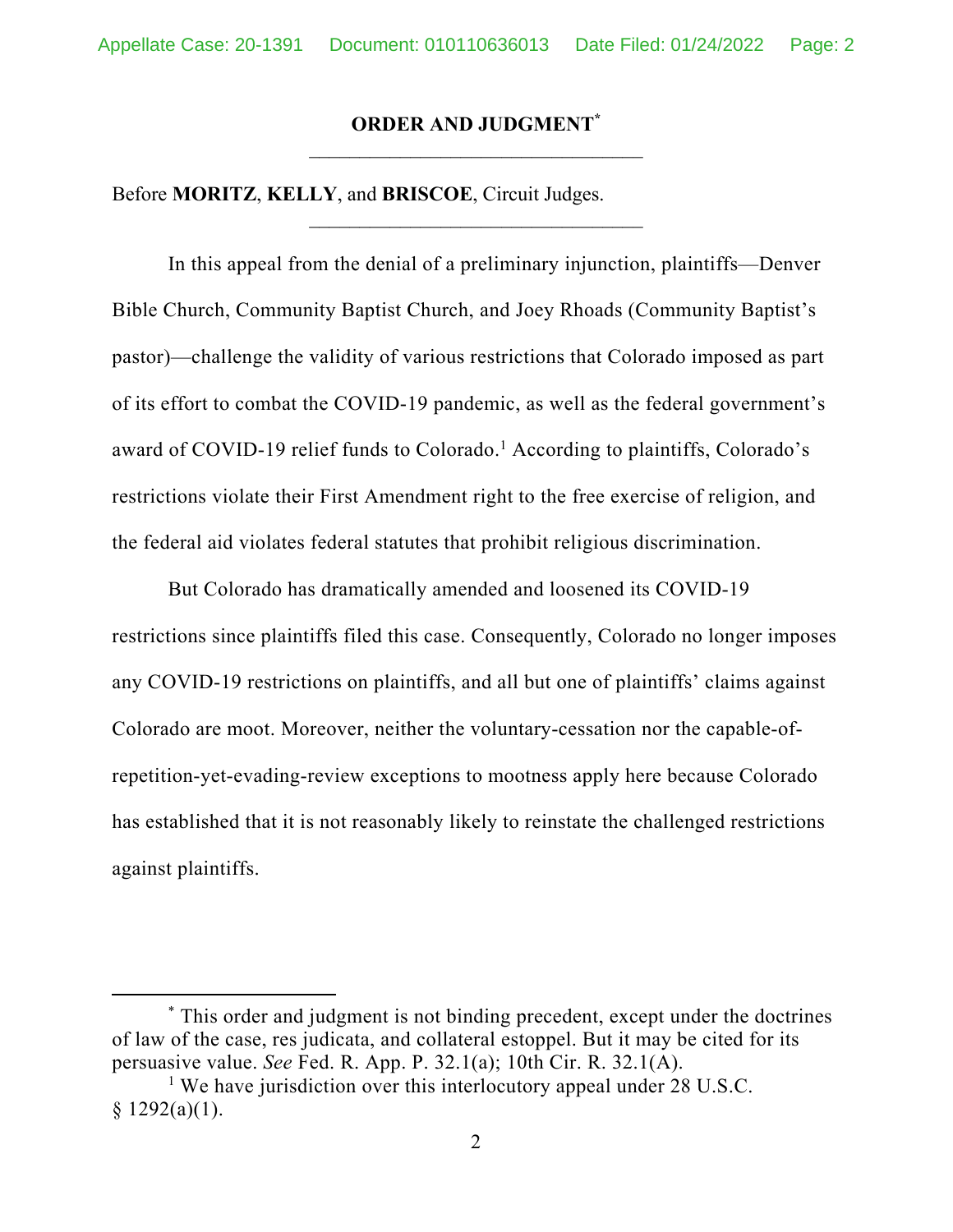## ORDER AND JUDGMENT[*]

Before **MORITZ**, **KELLY**, and **BRISCOE**, Circuit Judges.

In this appeal from the denial of a preliminary injunction, plaintiffs—Denver Bible Church, Community Baptist Church, and Joey Rhoads (Community Baptist's pastor)—challenge the validity of various restrictions that Colorado imposed as part of its effort to combat the COVID-19 pandemic, as well as the federal government's award of COVID-19 relief funds to Colorado.[1] According to plaintiffs, Colorado's restrictions violate their First Amendment right to the free exercise of religion, and the federal aid violates federal statutes that prohibit religious discrimination.

But Colorado has dramatically amended and loosened its COVID-19 restrictions since plaintiffs filed this case. Consequently, Colorado no longer imposes any COVID-19 restrictions on plaintiffs, and all but one of plaintiffs' claims against Colorado are moot. Moreover, neither the voluntary-cessation nor the capable-of-repetition-yet-evading-review exceptions to mootness apply here because Colorado has established that it is not reasonably likely to reinstate the challenged restrictions against plaintiffs.

---

[*] This order and judgment is not binding precedent, except under the doctrines of law of the case, res judicata, and collateral estoppel. But it may be cited for its persuasive value. *See* Fed. R. App. P. 32.1(a); 10th Cir. R. 32.1(A).

[1] We have jurisdiction over this interlocutory appeal under 28 U.S.C. § 1292(a)(1).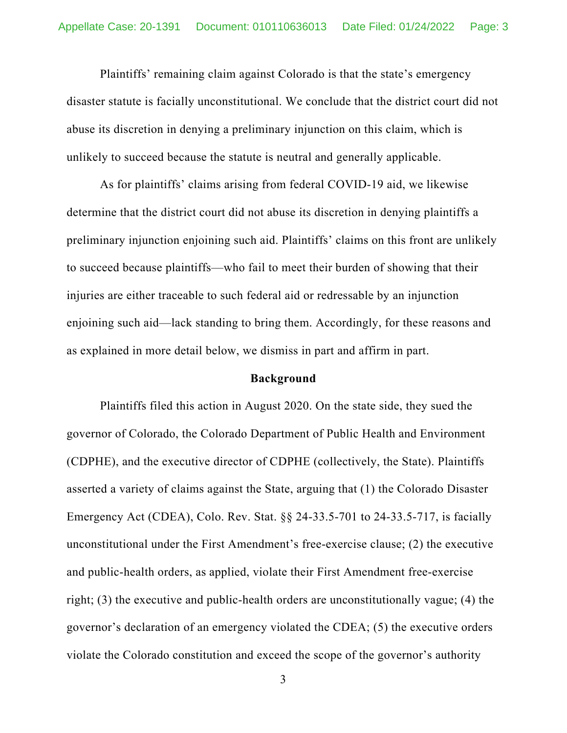Plaintiffs' remaining claim against Colorado is that the state's emergency disaster statute is facially unconstitutional. We conclude that the district court did not abuse its discretion in denying a preliminary injunction on this claim, which is unlikely to succeed because the statute is neutral and generally applicable.

As for plaintiffs' claims arising from federal COVID-19 aid, we likewise determine that the district court did not abuse its discretion in denying plaintiffs a preliminary injunction enjoining such aid. Plaintiffs' claims on this front are unlikely to succeed because plaintiffs—who fail to meet their burden of showing that their injuries are either traceable to such federal aid or redressable by an injunction enjoining such aid—lack standing to bring them. Accordingly, for these reasons and as explained in more detail below, we dismiss in part and affirm in part.

## Background

Plaintiffs filed this action in August 2020. On the state side, they sued the governor of Colorado, the Colorado Department of Public Health and Environment (CDPHE), and the executive director of CDPHE (collectively, the State). Plaintiffs asserted a variety of claims against the State, arguing that (1) the Colorado Disaster Emergency Act (CDEA), Colo. Rev. Stat. §§ 24-33.5-701 to 24-33.5-717, is facially unconstitutional under the First Amendment's free-exercise clause; (2) the executive and public-health orders, as applied, violate their First Amendment free-exercise right; (3) the executive and public-health orders are unconstitutionally vague; (4) the governor's declaration of an emergency violated the CDEA; (5) the executive orders violate the Colorado constitution and exceed the scope of the governor's authority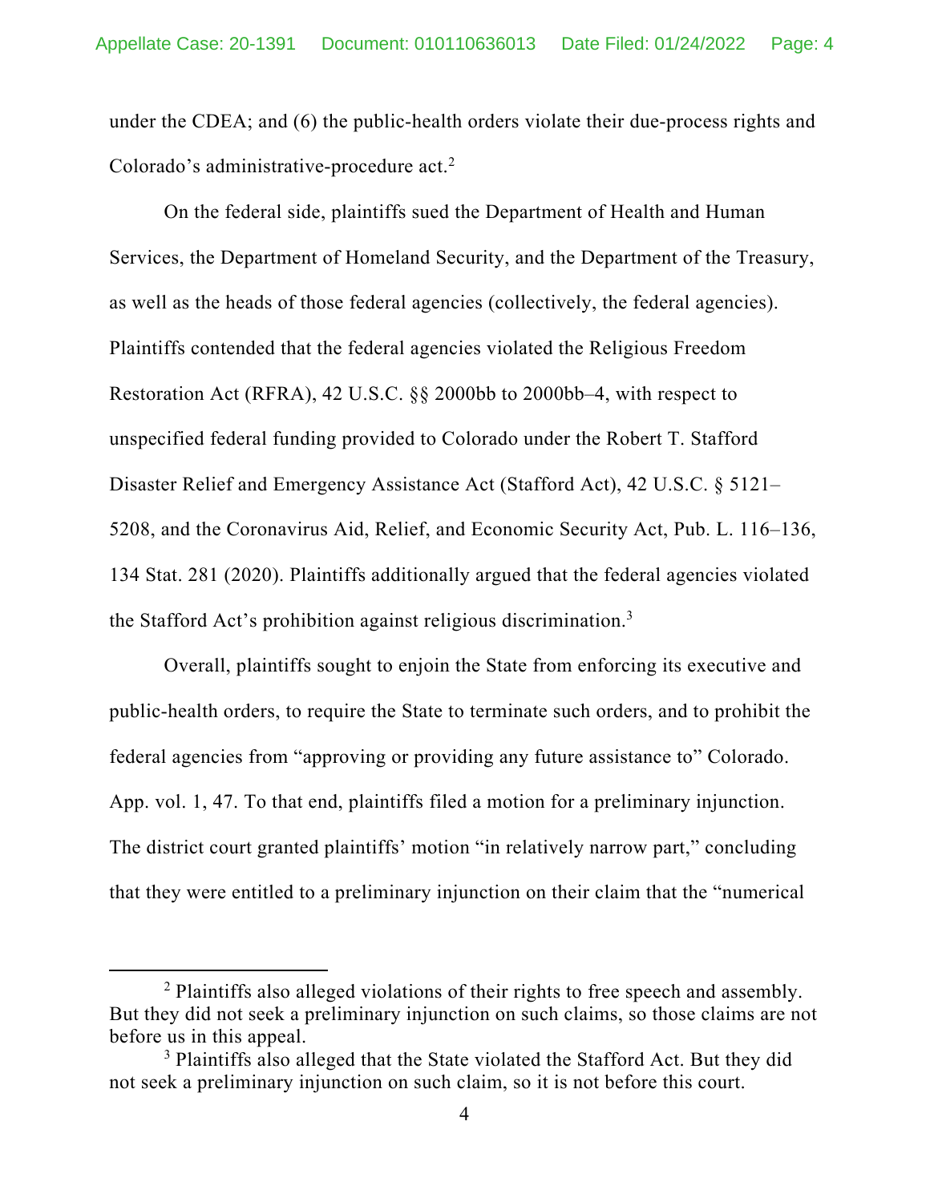under the CDEA; and (6) the public-health orders violate their due-process rights and Colorado's administrative-procedure act.[2]

On the federal side, plaintiffs sued the Department of Health and Human Services, the Department of Homeland Security, and the Department of the Treasury, as well as the heads of those federal agencies (collectively, the federal agencies). Plaintiffs contended that the federal agencies violated the Religious Freedom Restoration Act (RFRA), 42 U.S.C. §§ 2000bb to 2000bb–4, with respect to unspecified federal funding provided to Colorado under the Robert T. Stafford Disaster Relief and Emergency Assistance Act (Stafford Act), 42 U.S.C. § 5121–5208, and the Coronavirus Aid, Relief, and Economic Security Act, Pub. L. 116–136, 134 Stat. 281 (2020). Plaintiffs additionally argued that the federal agencies violated the Stafford Act's prohibition against religious discrimination.[3]

Overall, plaintiffs sought to enjoin the State from enforcing its executive and public-health orders, to require the State to terminate such orders, and to prohibit the federal agencies from "approving or providing any future assistance to" Colorado. App. vol. 1, 47. To that end, plaintiffs filed a motion for a preliminary injunction. The district court granted plaintiffs' motion "in relatively narrow part," concluding that they were entitled to a preliminary injunction on their claim that the "numerical

---

[2] Plaintiffs also alleged violations of their rights to free speech and assembly. But they did not seek a preliminary injunction on such claims, so those claims are not before us in this appeal.

[3] Plaintiffs also alleged that the State violated the Stafford Act. But they did not seek a preliminary injunction on such claim, so it is not before this court.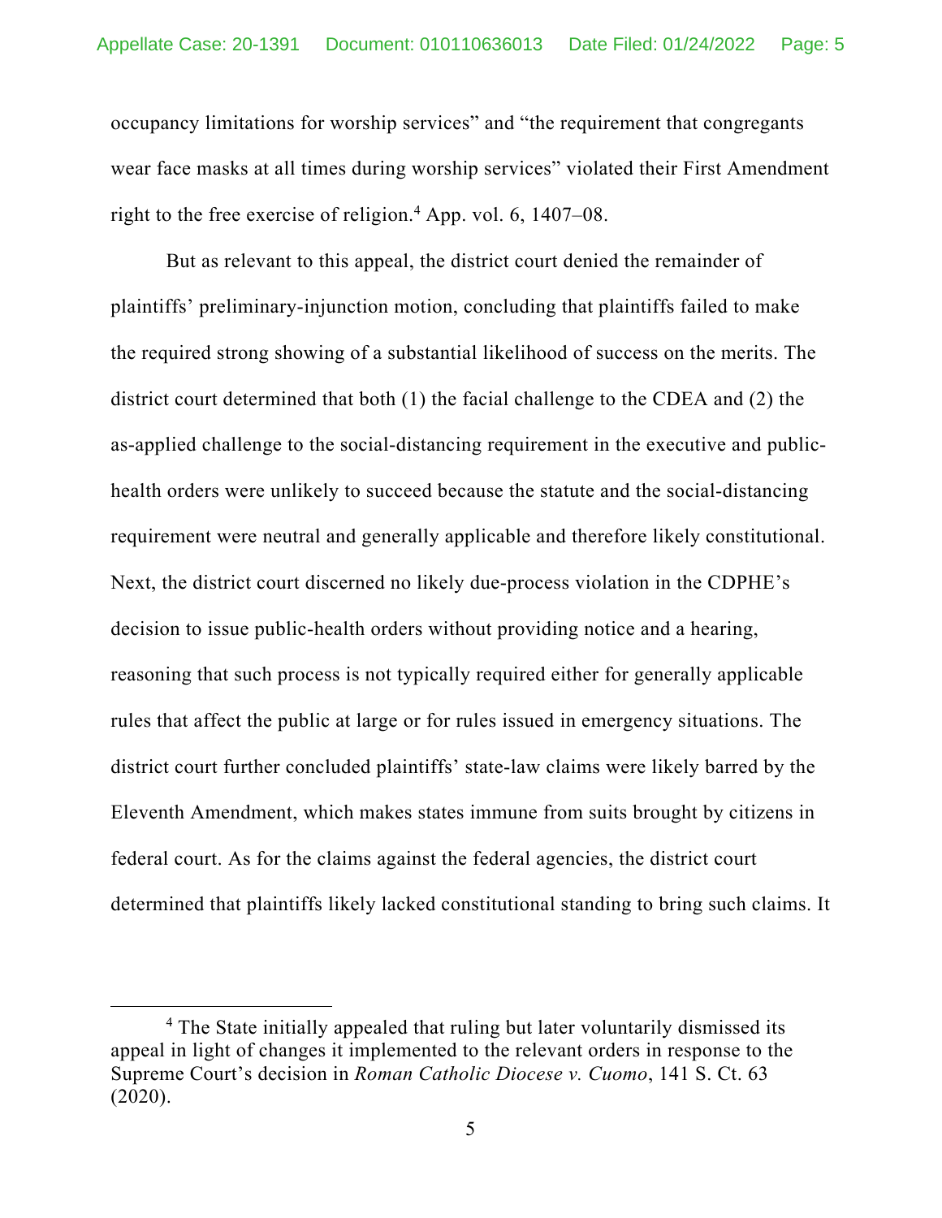occupancy limitations for worship services" and "the requirement that congregants wear face masks at all times during worship services" violated their First Amendment right to the free exercise of religion.[4] App. vol. 6, 1407–08.

But as relevant to this appeal, the district court denied the remainder of plaintiffs' preliminary-injunction motion, concluding that plaintiffs failed to make the required strong showing of a substantial likelihood of success on the merits. The district court determined that both (1) the facial challenge to the CDEA and (2) the as-applied challenge to the social-distancing requirement in the executive and public-health orders were unlikely to succeed because the statute and the social-distancing requirement were neutral and generally applicable and therefore likely constitutional. Next, the district court discerned no likely due-process violation in the CDPHE's decision to issue public-health orders without providing notice and a hearing, reasoning that such process is not typically required either for generally applicable rules that affect the public at large or for rules issued in emergency situations. The district court further concluded plaintiffs' state-law claims were likely barred by the Eleventh Amendment, which makes states immune from suits brought by citizens in federal court. As for the claims against the federal agencies, the district court determined that plaintiffs likely lacked constitutional standing to bring such claims. It

[4] The State initially appealed that ruling but later voluntarily dismissed its appeal in light of changes it implemented to the relevant orders in response to the Supreme Court's decision in *Roman Catholic Diocese v. Cuomo*, 141 S. Ct. 63 (2020).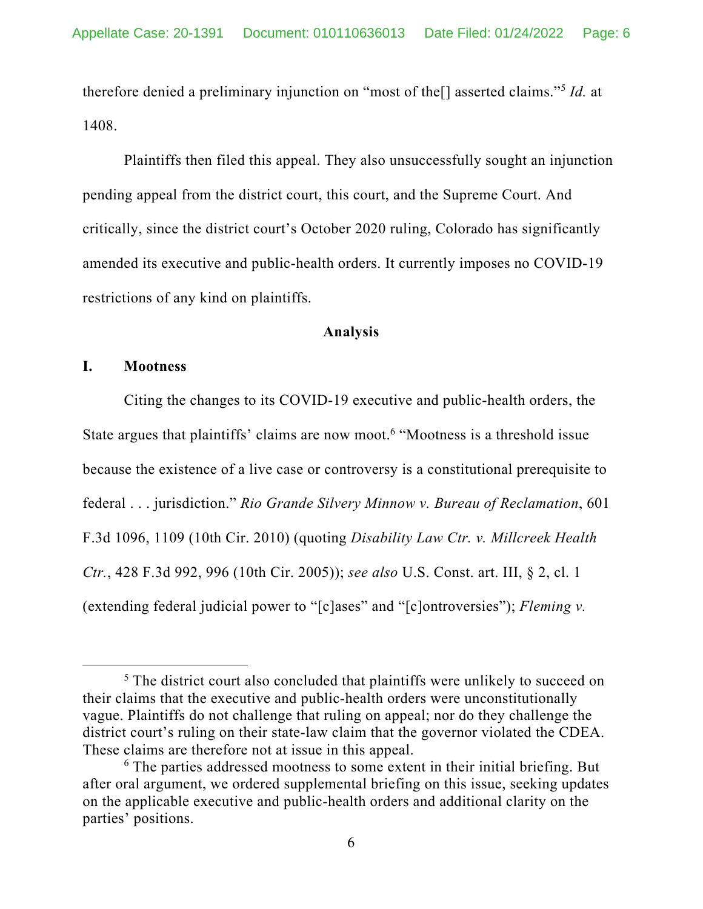therefore denied a preliminary injunction on "most of the[] asserted claims."[5] *Id.* at 1408.

Plaintiffs then filed this appeal. They also unsuccessfully sought an injunction pending appeal from the district court, this court, and the Supreme Court. And critically, since the district court's October 2020 ruling, Colorado has significantly amended its executive and public-health orders. It currently imposes no COVID-19 restrictions of any kind on plaintiffs.

## Analysis

### I. Mootness

Citing the changes to its COVID-19 executive and public-health orders, the State argues that plaintiffs' claims are now moot.[6] "Mootness is a threshold issue because the existence of a live case or controversy is a constitutional prerequisite to federal . . . jurisdiction." *Rio Grande Silvery Minnow v. Bureau of Reclamation*, 601 F.3d 1096, 1109 (10th Cir. 2010) (quoting *Disability Law Ctr. v. Millcreek Health Ctr.*, 428 F.3d 992, 996 (10th Cir. 2005)); *see also* U.S. Const. art. III, § 2, cl. 1 (extending federal judicial power to "[c]ases" and "[c]ontroversies"); *Fleming v.*

---

[5] The district court also concluded that plaintiffs were unlikely to succeed on their claims that the executive and public-health orders were unconstitutionally vague. Plaintiffs do not challenge that ruling on appeal; nor do they challenge the district court's ruling on their state-law claim that the governor violated the CDEA. These claims are therefore not at issue in this appeal.

[6] The parties addressed mootness to some extent in their initial briefing. But after oral argument, we ordered supplemental briefing on this issue, seeking updates on the applicable executive and public-health orders and additional clarity on the parties' positions.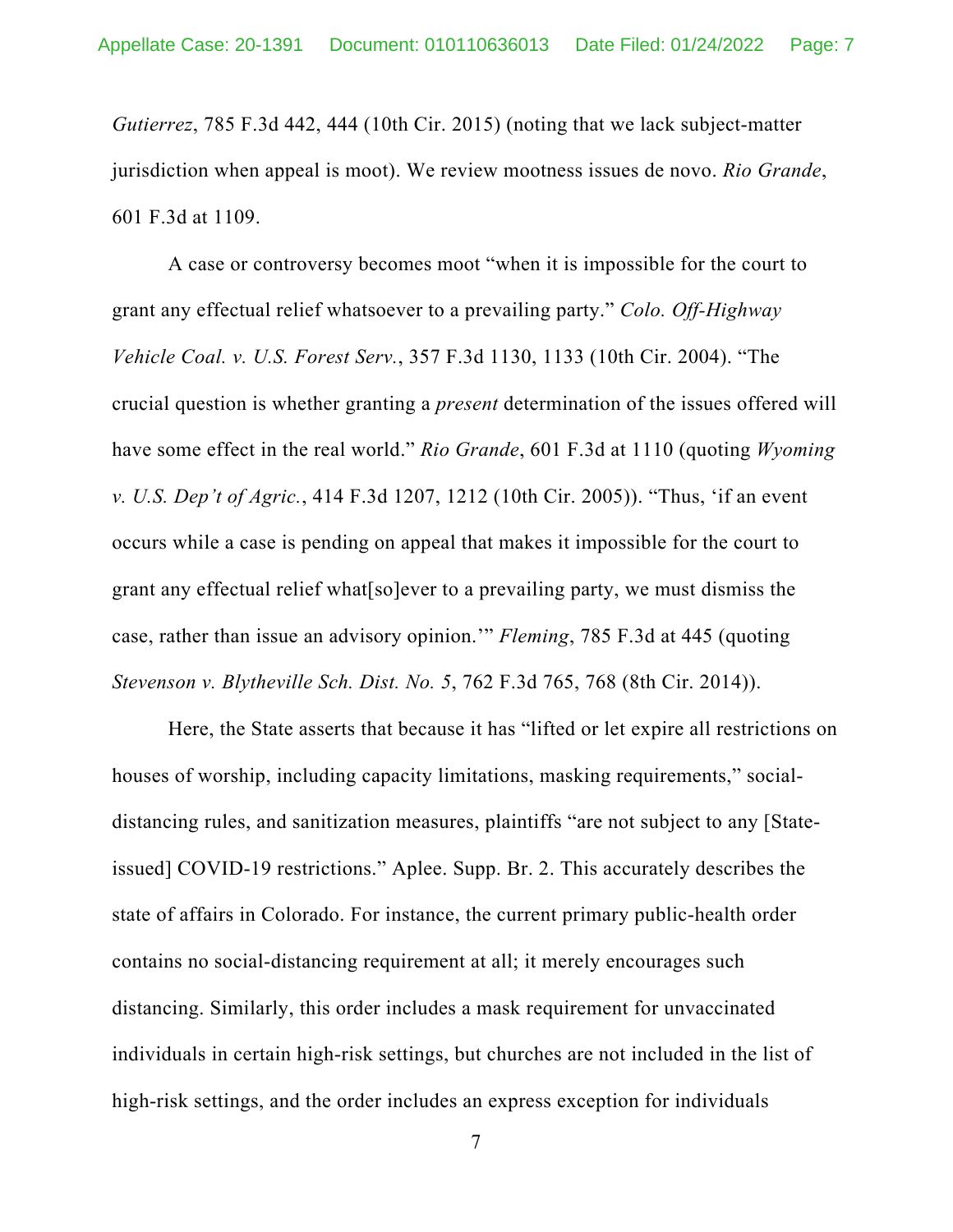*Gutierrez*, 785 F.3d 442, 444 (10th Cir. 2015) (noting that we lack subject-matter jurisdiction when appeal is moot). We review mootness issues de novo. *Rio Grande*, 601 F.3d at 1109.

A case or controversy becomes moot "when it is impossible for the court to grant any effectual relief whatsoever to a prevailing party." *Colo. Off-Highway Vehicle Coal. v. U.S. Forest Serv.*, 357 F.3d 1130, 1133 (10th Cir. 2004). "The crucial question is whether granting a *present* determination of the issues offered will have some effect in the real world." *Rio Grande*, 601 F.3d at 1110 (quoting *Wyoming v. U.S. Dep't of Agric.*, 414 F.3d 1207, 1212 (10th Cir. 2005)). "Thus, 'if an event occurs while a case is pending on appeal that makes it impossible for the court to grant any effectual relief what[so]ever to a prevailing party, we must dismiss the case, rather than issue an advisory opinion.'" *Fleming*, 785 F.3d at 445 (quoting *Stevenson v. Blytheville Sch. Dist. No. 5*, 762 F.3d 765, 768 (8th Cir. 2014)).

Here, the State asserts that because it has "lifted or let expire all restrictions on houses of worship, including capacity limitations, masking requirements," social-distancing rules, and sanitization measures, plaintiffs "are not subject to any [State-issued] COVID-19 restrictions." Aplee. Supp. Br. 2. This accurately describes the state of affairs in Colorado. For instance, the current primary public-health order contains no social-distancing requirement at all; it merely encourages such distancing. Similarly, this order includes a mask requirement for unvaccinated individuals in certain high-risk settings, but churches are not included in the list of high-risk settings, and the order includes an express exception for individuals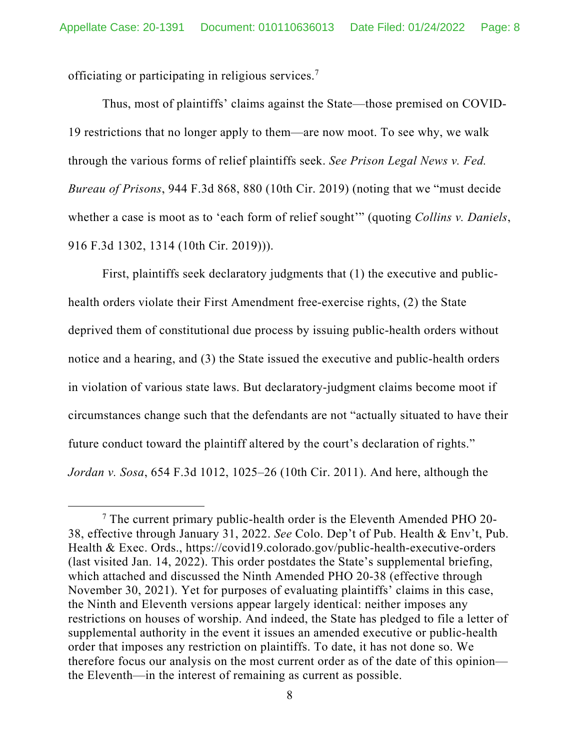officiating or participating in religious services.[7]

Thus, most of plaintiffs' claims against the State—those premised on COVID-19 restrictions that no longer apply to them—are now moot. To see why, we walk through the various forms of relief plaintiffs seek. *See Prison Legal News v. Fed. Bureau of Prisons*, 944 F.3d 868, 880 (10th Cir. 2019) (noting that we "must decide whether a case is moot as to 'each form of relief sought'" (quoting *Collins v. Daniels*, 916 F.3d 1302, 1314 (10th Cir. 2019))).

First, plaintiffs seek declaratory judgments that (1) the executive and public-health orders violate their First Amendment free-exercise rights, (2) the State deprived them of constitutional due process by issuing public-health orders without notice and a hearing, and (3) the State issued the executive and public-health orders in violation of various state laws. But declaratory-judgment claims become moot if circumstances change such that the defendants are not "actually situated to have their future conduct toward the plaintiff altered by the court's declaration of rights." *Jordan v. Sosa*, 654 F.3d 1012, 1025–26 (10th Cir. 2011). And here, although the

---

[7] The current primary public-health order is the Eleventh Amended PHO 20-38, effective through January 31, 2022. *See* Colo. Dep't of Pub. Health & Env't, Pub. Health & Exec. Ords., https://covid19.colorado.gov/public-health-executive-orders (last visited Jan. 14, 2022). This order postdates the State's supplemental briefing, which attached and discussed the Ninth Amended PHO 20-38 (effective through November 30, 2021). Yet for purposes of evaluating plaintiffs' claims in this case, the Ninth and Eleventh versions appear largely identical: neither imposes any restrictions on houses of worship. And indeed, the State has pledged to file a letter of supplemental authority in the event it issues an amended executive or public-health order that imposes any restriction on plaintiffs. To date, it has not done so. We therefore focus our analysis on the most current order as of the date of this opinion—the Eleventh—in the interest of remaining as current as possible.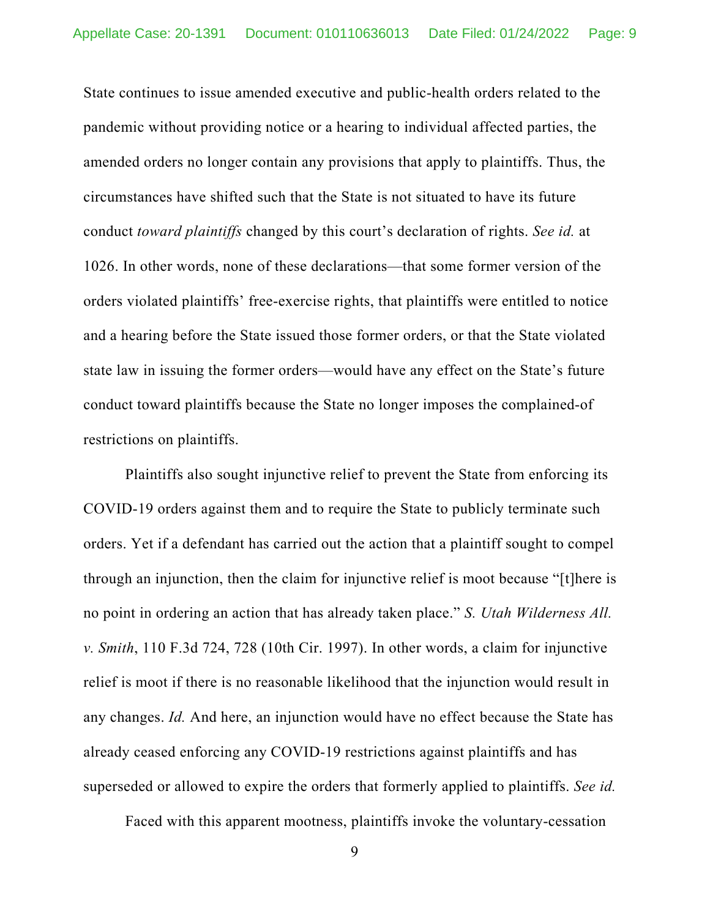State continues to issue amended executive and public-health orders related to the pandemic without providing notice or a hearing to individual affected parties, the amended orders no longer contain any provisions that apply to plaintiffs. Thus, the circumstances have shifted such that the State is not situated to have its future conduct *toward plaintiffs* changed by this court's declaration of rights. *See id.* at 1026. In other words, none of these declarations—that some former version of the orders violated plaintiffs' free-exercise rights, that plaintiffs were entitled to notice and a hearing before the State issued those former orders, or that the State violated state law in issuing the former orders—would have any effect on the State's future conduct toward plaintiffs because the State no longer imposes the complained-of restrictions on plaintiffs.

Plaintiffs also sought injunctive relief to prevent the State from enforcing its COVID-19 orders against them and to require the State to publicly terminate such orders. Yet if a defendant has carried out the action that a plaintiff sought to compel through an injunction, then the claim for injunctive relief is moot because "[t]here is no point in ordering an action that has already taken place." *S. Utah Wilderness All. v. Smith*, 110 F.3d 724, 728 (10th Cir. 1997). In other words, a claim for injunctive relief is moot if there is no reasonable likelihood that the injunction would result in any changes. *Id.* And here, an injunction would have no effect because the State has already ceased enforcing any COVID-19 restrictions against plaintiffs and has superseded or allowed to expire the orders that formerly applied to plaintiffs. *See id.*

Faced with this apparent mootness, plaintiffs invoke the voluntary-cessation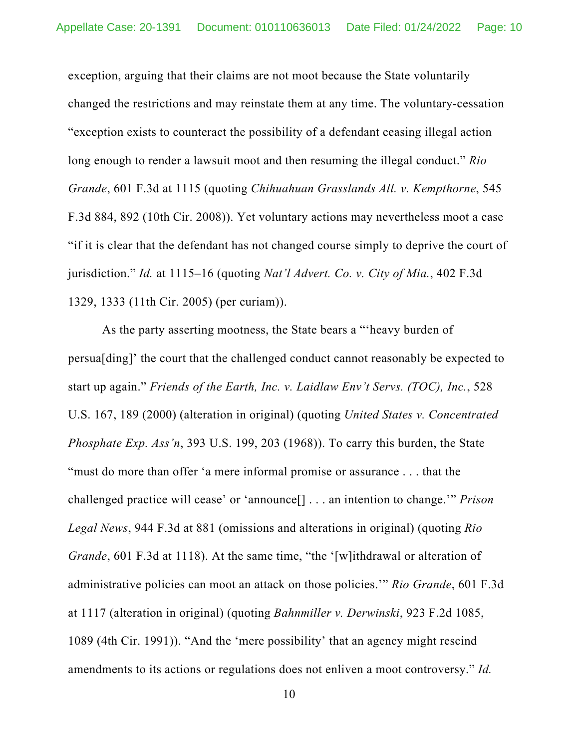exception, arguing that their claims are not moot because the State voluntarily changed the restrictions and may reinstate them at any time. The voluntary-cessation "exception exists to counteract the possibility of a defendant ceasing illegal action long enough to render a lawsuit moot and then resuming the illegal conduct." *Rio Grande*, 601 F.3d at 1115 (quoting *Chihuahuan Grasslands All. v. Kempthorne*, 545 F.3d 884, 892 (10th Cir. 2008)). Yet voluntary actions may nevertheless moot a case "if it is clear that the defendant has not changed course simply to deprive the court of jurisdiction." *Id.* at 1115–16 (quoting *Nat'l Advert. Co. v. City of Mia.*, 402 F.3d 1329, 1333 (11th Cir. 2005) (per curiam)).

As the party asserting mootness, the State bears a "'heavy burden of persua[ding]' the court that the challenged conduct cannot reasonably be expected to start up again." *Friends of the Earth, Inc. v. Laidlaw Env't Servs. (TOC), Inc.*, 528 U.S. 167, 189 (2000) (alteration in original) (quoting *United States v. Concentrated Phosphate Exp. Ass'n*, 393 U.S. 199, 203 (1968)). To carry this burden, the State "must do more than offer 'a mere informal promise or assurance . . . that the challenged practice will cease' or 'announce[] . . . an intention to change.'" *Prison Legal News*, 944 F.3d at 881 (omissions and alterations in original) (quoting *Rio Grande*, 601 F.3d at 1118). At the same time, "the '[w]ithdrawal or alteration of administrative policies can moot an attack on those policies.'" *Rio Grande*, 601 F.3d at 1117 (alteration in original) (quoting *Bahnmiller v. Derwinski*, 923 F.2d 1085, 1089 (4th Cir. 1991)). "And the 'mere possibility' that an agency might rescind amendments to its actions or regulations does not enliven a moot controversy." *Id.*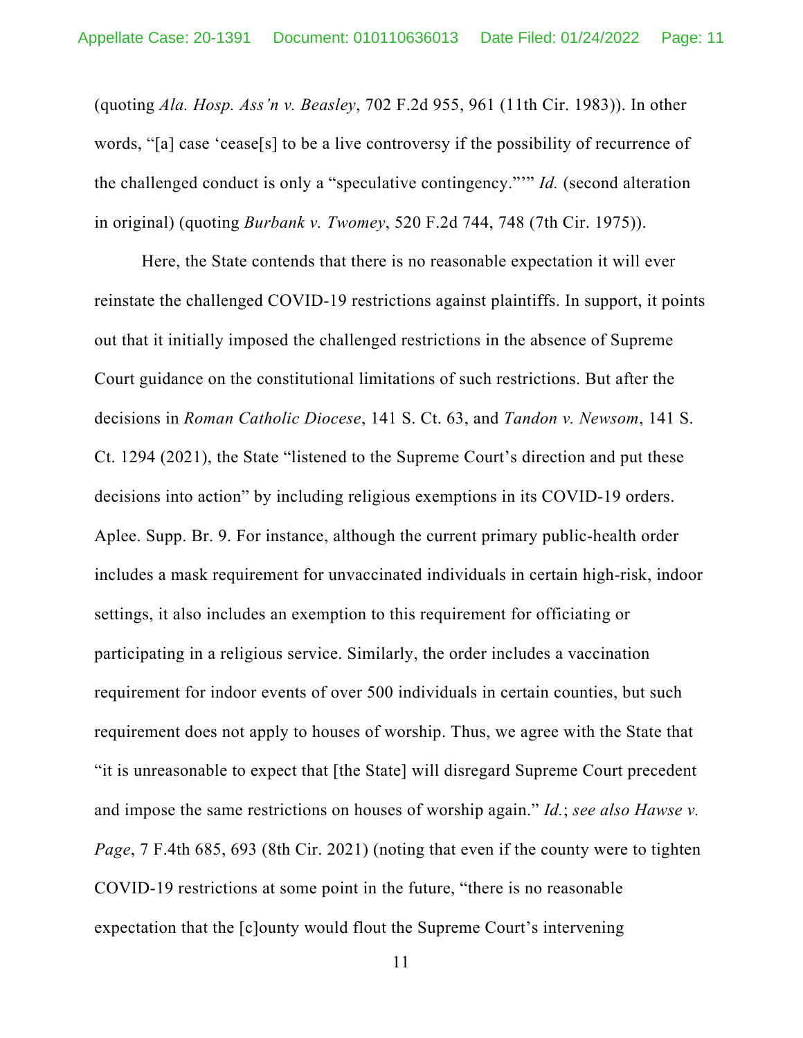(quoting *Ala. Hosp. Ass'n v. Beasley*, 702 F.2d 955, 961 (11th Cir. 1983)). In other words, "[a] case 'cease[s] to be a live controversy if the possibility of recurrence of the challenged conduct is only a "speculative contingency."'" *Id.* (second alteration in original) (quoting *Burbank v. Twomey*, 520 F.2d 744, 748 (7th Cir. 1975)).

Here, the State contends that there is no reasonable expectation it will ever reinstate the challenged COVID-19 restrictions against plaintiffs. In support, it points out that it initially imposed the challenged restrictions in the absence of Supreme Court guidance on the constitutional limitations of such restrictions. But after the decisions in *Roman Catholic Diocese*, 141 S. Ct. 63, and *Tandon v. Newsom*, 141 S. Ct. 1294 (2021), the State "listened to the Supreme Court's direction and put these decisions into action" by including religious exemptions in its COVID-19 orders. Aplee. Supp. Br. 9. For instance, although the current primary public-health order includes a mask requirement for unvaccinated individuals in certain high-risk, indoor settings, it also includes an exemption to this requirement for officiating or participating in a religious service. Similarly, the order includes a vaccination requirement for indoor events of over 500 individuals in certain counties, but such requirement does not apply to houses of worship. Thus, we agree with the State that "it is unreasonable to expect that [the State] will disregard Supreme Court precedent and impose the same restrictions on houses of worship again." *Id.*; *see also Hawse v. Page*, 7 F.4th 685, 693 (8th Cir. 2021) (noting that even if the county were to tighten COVID-19 restrictions at some point in the future, "there is no reasonable expectation that the [c]ounty would flout the Supreme Court's intervening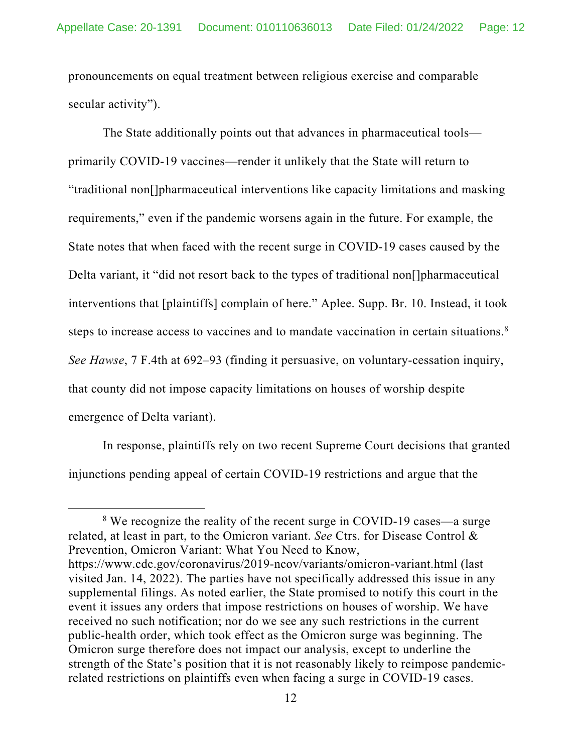pronouncements on equal treatment between religious exercise and comparable secular activity").

The State additionally points out that advances in pharmaceutical tools—primarily COVID-19 vaccines—render it unlikely that the State will return to "traditional non[]pharmaceutical interventions like capacity limitations and masking requirements," even if the pandemic worsens again in the future. For example, the State notes that when faced with the recent surge in COVID-19 cases caused by the Delta variant, it "did not resort back to the types of traditional non[]pharmaceutical interventions that [plaintiffs] complain of here." Aplee. Supp. Br. 10. Instead, it took steps to increase access to vaccines and to mandate vaccination in certain situations.[8] *See Hawse*, 7 F.4th at 692–93 (finding it persuasive, on voluntary-cessation inquiry, that county did not impose capacity limitations on houses of worship despite emergence of Delta variant).

In response, plaintiffs rely on two recent Supreme Court decisions that granted injunctions pending appeal of certain COVID-19 restrictions and argue that the

---

[8] We recognize the reality of the recent surge in COVID-19 cases—a surge related, at least in part, to the Omicron variant. *See* Ctrs. for Disease Control & Prevention, Omicron Variant: What You Need to Know, https://www.cdc.gov/coronavirus/2019-ncov/variants/omicron-variant.html (last visited Jan. 14, 2022). The parties have not specifically addressed this issue in any supplemental filings. As noted earlier, the State promised to notify this court in the event it issues any orders that impose restrictions on houses of worship. We have received no such notification; nor do we see any such restrictions in the current public-health order, which took effect as the Omicron surge was beginning. The Omicron surge therefore does not impact our analysis, except to underline the strength of the State's position that it is not reasonably likely to reimpose pandemic-related restrictions on plaintiffs even when facing a surge in COVID-19 cases.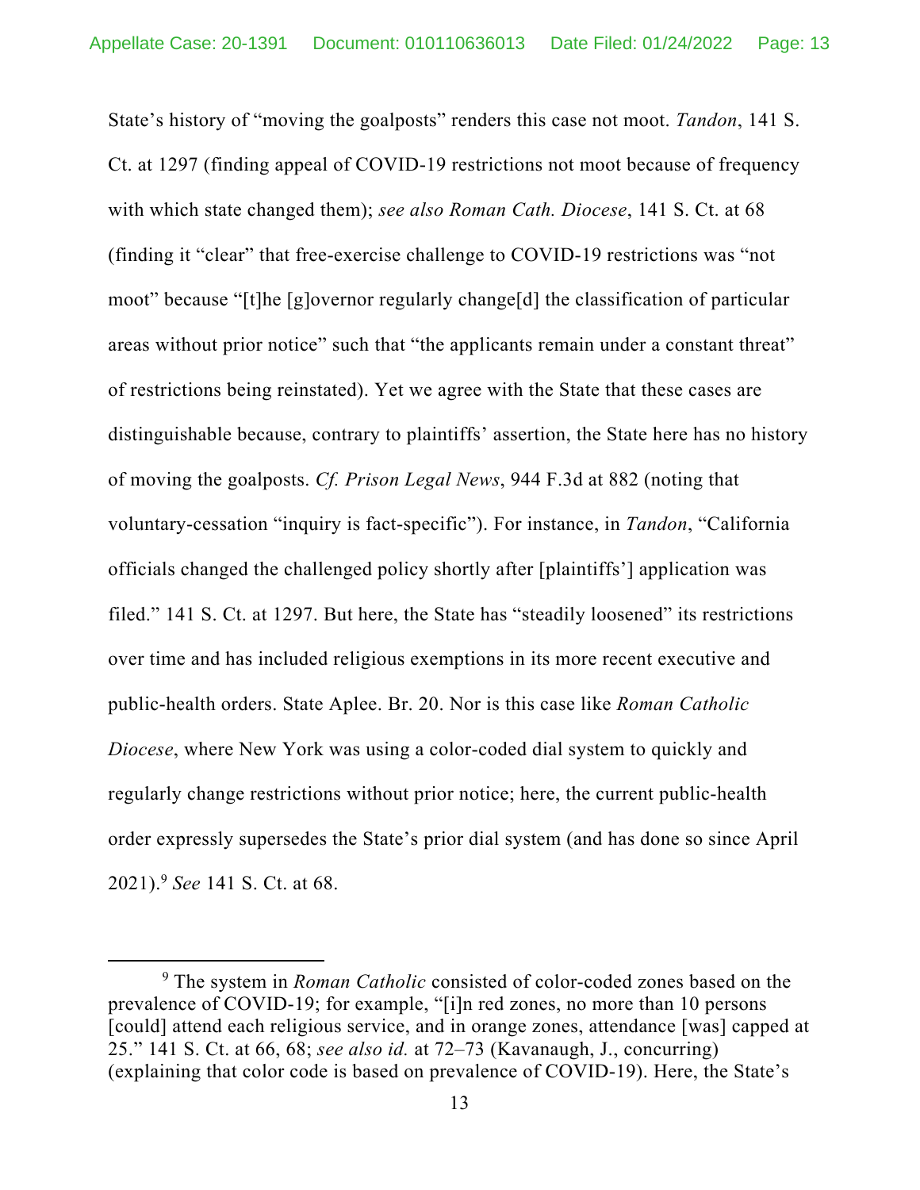State's history of "moving the goalposts" renders this case not moot. *Tandon*, 141 S. Ct. at 1297 (finding appeal of COVID-19 restrictions not moot because of frequency with which state changed them); *see also Roman Cath. Diocese*, 141 S. Ct. at 68 (finding it "clear" that free-exercise challenge to COVID-19 restrictions was "not moot" because "[t]he [g]overnor regularly change[d] the classification of particular areas without prior notice" such that "the applicants remain under a constant threat" of restrictions being reinstated). Yet we agree with the State that these cases are distinguishable because, contrary to plaintiffs' assertion, the State here has no history of moving the goalposts. *Cf. Prison Legal News*, 944 F.3d at 882 (noting that voluntary-cessation "inquiry is fact-specific"). For instance, in *Tandon*, "California officials changed the challenged policy shortly after [plaintiffs'] application was filed." 141 S. Ct. at 1297. But here, the State has "steadily loosened" its restrictions over time and has included religious exemptions in its more recent executive and public-health orders. State Aplee. Br. 20. Nor is this case like *Roman Catholic Diocese*, where New York was using a color-coded dial system to quickly and regularly change restrictions without prior notice; here, the current public-health order expressly supersedes the State's prior dial system (and has done so since April 2021).[9] *See* 141 S. Ct. at 68.

[9] The system in *Roman Catholic* consisted of color-coded zones based on the prevalence of COVID-19; for example, "[i]n red zones, no more than 10 persons [could] attend each religious service, and in orange zones, attendance [was] capped at 25." 141 S. Ct. at 66, 68; *see also id.* at 72–73 (Kavanaugh, J., concurring) (explaining that color code is based on prevalence of COVID-19). Here, the State's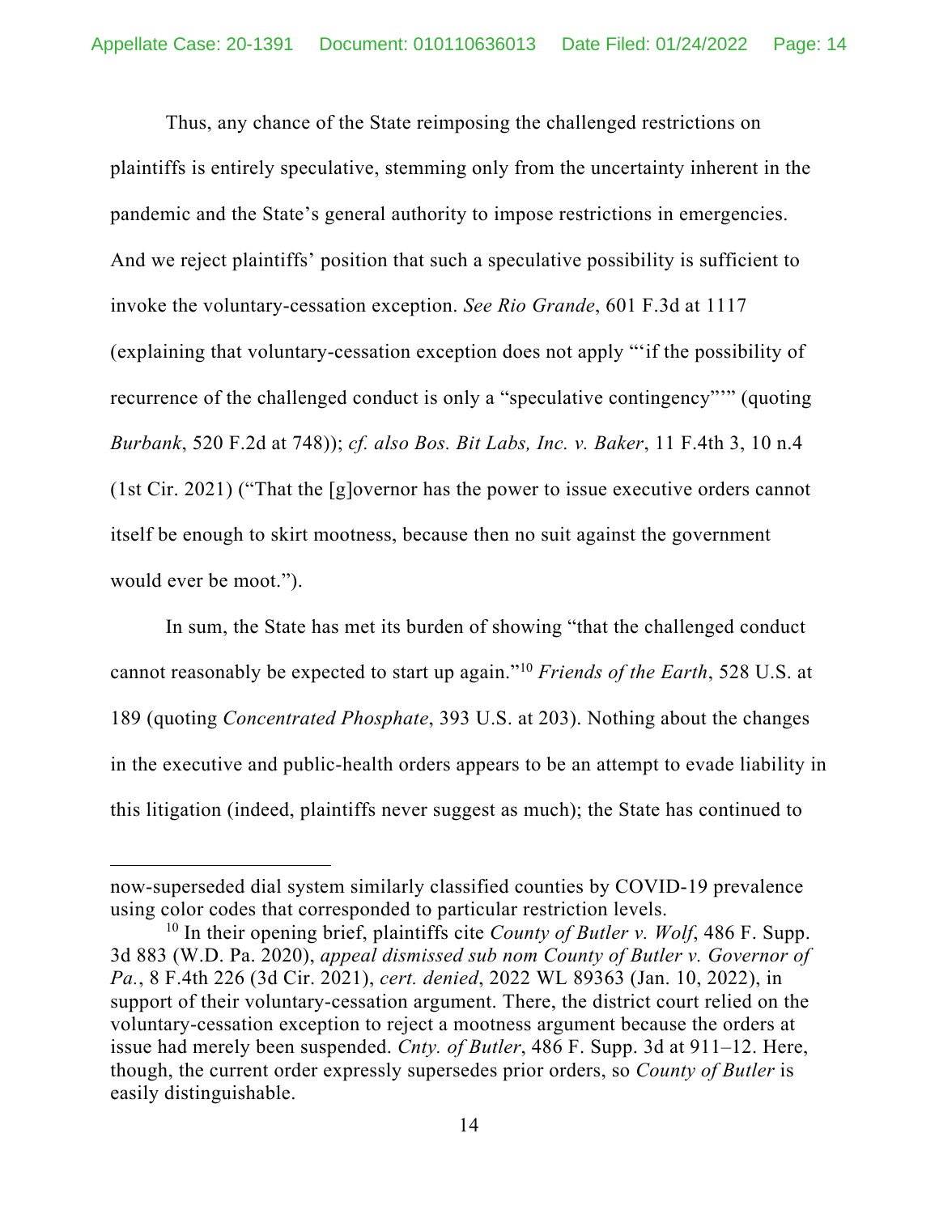Thus, any chance of the State reimposing the challenged restrictions on plaintiffs is entirely speculative, stemming only from the uncertainty inherent in the pandemic and the State's general authority to impose restrictions in emergencies. And we reject plaintiffs' position that such a speculative possibility is sufficient to invoke the voluntary-cessation exception. *See Rio Grande*, 601 F.3d at 1117 (explaining that voluntary-cessation exception does not apply "'if the possibility of recurrence of the challenged conduct is only a "speculative contingency"'" (quoting *Burbank*, 520 F.2d at 748)); *cf. also Bos. Bit Labs, Inc. v. Baker*, 11 F.4th 3, 10 n.4 (1st Cir. 2021) ("That the [g]overnor has the power to issue executive orders cannot itself be enough to skirt mootness, because then no suit against the government would ever be moot.").

In sum, the State has met its burden of showing "that the challenged conduct cannot reasonably be expected to start up again."[10] *Friends of the Earth*, 528 U.S. at 189 (quoting *Concentrated Phosphate*, 393 U.S. at 203). Nothing about the changes in the executive and public-health orders appears to be an attempt to evade liability in this litigation (indeed, plaintiffs never suggest as much); the State has continued to

---

now-superseded dial system similarly classified counties by COVID-19 prevalence using color codes that corresponded to particular restriction levels.

[10] In their opening brief, plaintiffs cite *County of Butler v. Wolf*, 486 F. Supp. 3d 883 (W.D. Pa. 2020), *appeal dismissed sub nom County of Butler v. Governor of Pa.*, 8 F.4th 226 (3d Cir. 2021), *cert. denied*, 2022 WL 89363 (Jan. 10, 2022), in support of their voluntary-cessation argument. There, the district court relied on the voluntary-cessation exception to reject a mootness argument because the orders at issue had merely been suspended. *Cnty. of Butler*, 486 F. Supp. 3d at 911–12. Here, though, the current order expressly supersedes prior orders, so *County of Butler* is easily distinguishable.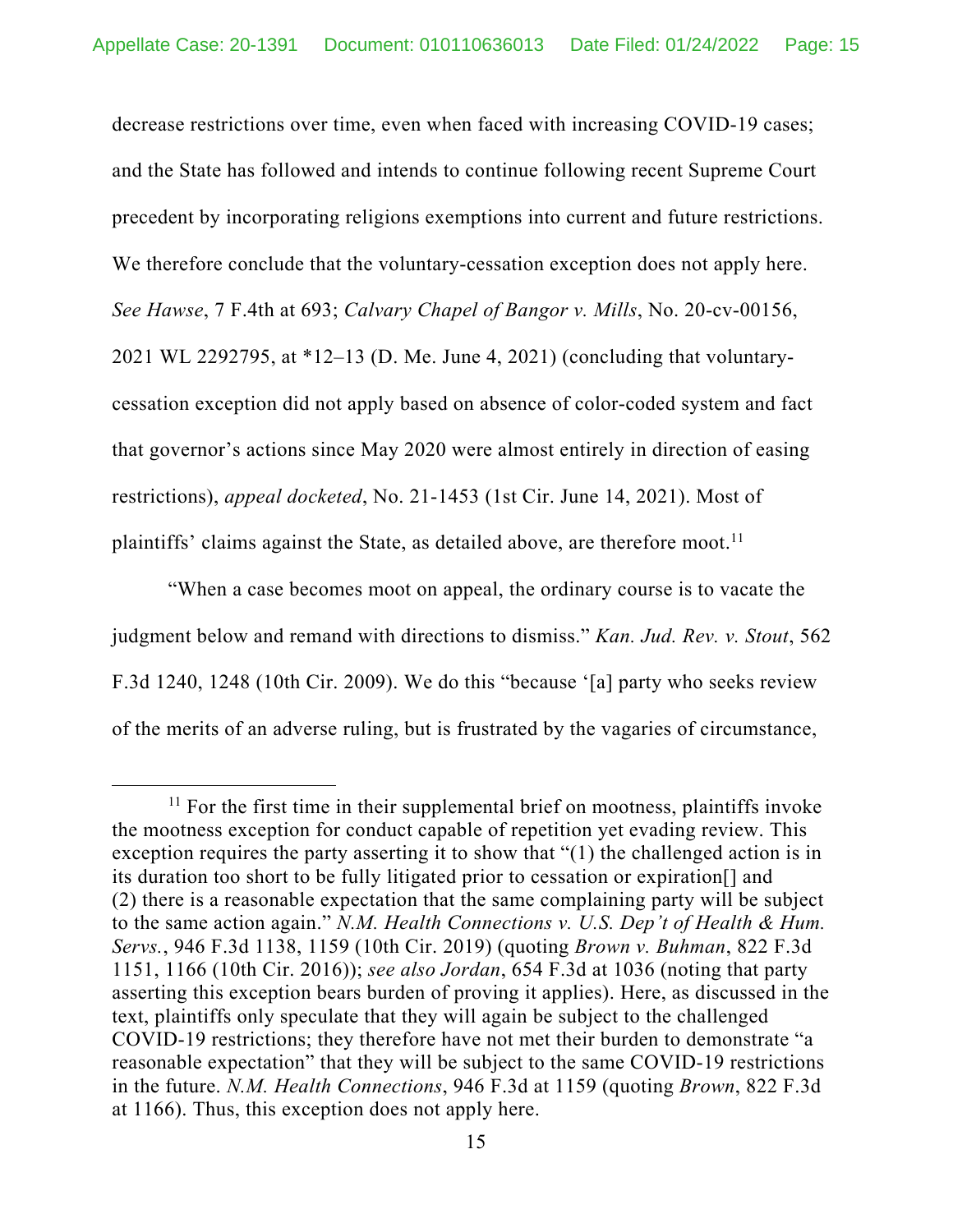decrease restrictions over time, even when faced with increasing COVID-19 cases; and the State has followed and intends to continue following recent Supreme Court precedent by incorporating religions exemptions into current and future restrictions. We therefore conclude that the voluntary-cessation exception does not apply here. *See Hawse*, 7 F.4th at 693; *Calvary Chapel of Bangor v. Mills*, No. 20-cv-00156, 2021 WL 2292795, at *12–13 (D. Me. June 4, 2021) (concluding that voluntary-cessation exception did not apply based on absence of color-coded system and fact that governor's actions since May 2020 were almost entirely in direction of easing restrictions), *appeal docketed*, No. 21-1453 (1st Cir. June 14, 2021). Most of plaintiffs' claims against the State, as detailed above, are therefore moot.[11]

"When a case becomes moot on appeal, the ordinary course is to vacate the judgment below and remand with directions to dismiss." *Kan. Jud. Rev. v. Stout*, 562 F.3d 1240, 1248 (10th Cir. 2009). We do this "because '[a] party who seeks review of the merits of an adverse ruling, but is frustrated by the vagaries of circumstance,

---

[11] For the first time in their supplemental brief on mootness, plaintiffs invoke the mootness exception for conduct capable of repetition yet evading review. This exception requires the party asserting it to show that "(1) the challenged action is in its duration too short to be fully litigated prior to cessation or expiration[] and (2) there is a reasonable expectation that the same complaining party will be subject to the same action again." *N.M. Health Connections v. U.S. Dep't of Health & Hum. Servs.*, 946 F.3d 1138, 1159 (10th Cir. 2019) (quoting *Brown v. Buhman*, 822 F.3d 1151, 1166 (10th Cir. 2016)); *see also Jordan*, 654 F.3d at 1036 (noting that party asserting this exception bears burden of proving it applies). Here, as discussed in the text, plaintiffs only speculate that they will again be subject to the challenged COVID-19 restrictions; they therefore have not met their burden to demonstrate "a reasonable expectation" that they will be subject to the same COVID-19 restrictions in the future. *N.M. Health Connections*, 946 F.3d at 1159 (quoting *Brown*, 822 F.3d at 1166). Thus, this exception does not apply here.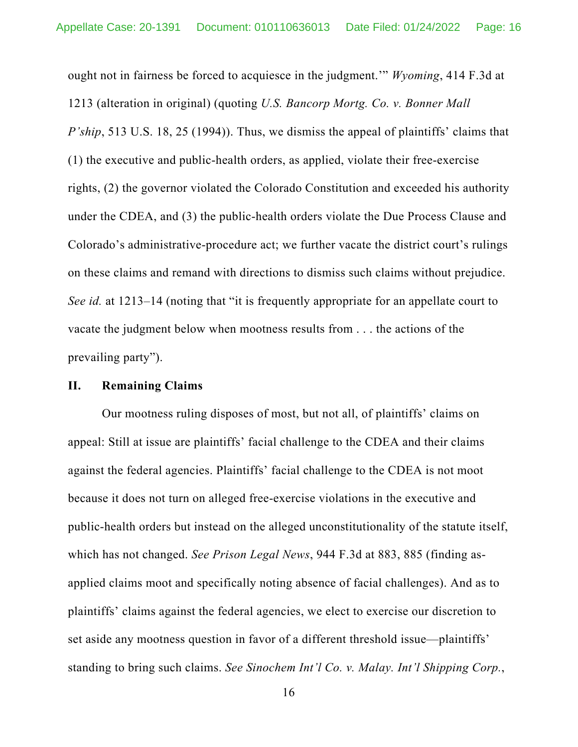ought not in fairness be forced to acquiesce in the judgment.'" *Wyoming*, 414 F.3d at 1213 (alteration in original) (quoting *U.S. Bancorp Mortg. Co. v. Bonner Mall P'ship*, 513 U.S. 18, 25 (1994)). Thus, we dismiss the appeal of plaintiffs' claims that (1) the executive and public-health orders, as applied, violate their free-exercise rights, (2) the governor violated the Colorado Constitution and exceeded his authority under the CDEA, and (3) the public-health orders violate the Due Process Clause and Colorado's administrative-procedure act; we further vacate the district court's rulings on these claims and remand with directions to dismiss such claims without prejudice. *See id.* at 1213–14 (noting that "it is frequently appropriate for an appellate court to vacate the judgment below when mootness results from . . . the actions of the prevailing party").

## II. Remaining Claims

Our mootness ruling disposes of most, but not all, of plaintiffs' claims on appeal: Still at issue are plaintiffs' facial challenge to the CDEA and their claims against the federal agencies. Plaintiffs' facial challenge to the CDEA is not moot because it does not turn on alleged free-exercise violations in the executive and public-health orders but instead on the alleged unconstitutionality of the statute itself, which has not changed. *See Prison Legal News*, 944 F.3d at 883, 885 (finding as-applied claims moot and specifically noting absence of facial challenges). And as to plaintiffs' claims against the federal agencies, we elect to exercise our discretion to set aside any mootness question in favor of a different threshold issue—plaintiffs' standing to bring such claims. *See Sinochem Int'l Co. v. Malay. Int'l Shipping Corp.*,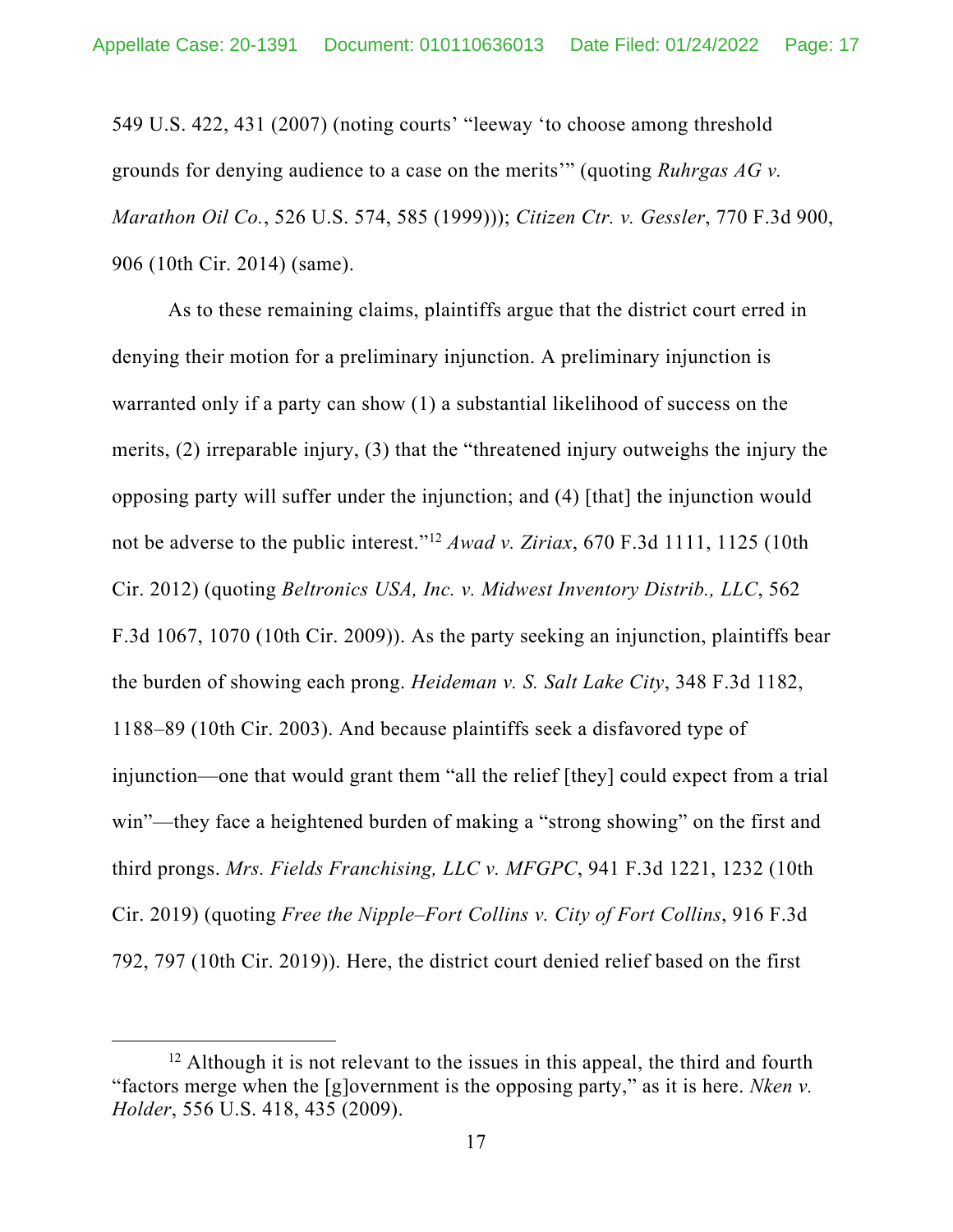549 U.S. 422, 431 (2007) (noting courts' "leeway 'to choose among threshold grounds for denying audience to a case on the merits'" (quoting *Ruhrgas AG v. Marathon Oil Co.*, 526 U.S. 574, 585 (1999))); *Citizen Ctr. v. Gessler*, 770 F.3d 900, 906 (10th Cir. 2014) (same).

As to these remaining claims, plaintiffs argue that the district court erred in denying their motion for a preliminary injunction. A preliminary injunction is warranted only if a party can show (1) a substantial likelihood of success on the merits, (2) irreparable injury, (3) that the "threatened injury outweighs the injury the opposing party will suffer under the injunction; and (4) [that] the injunction would not be adverse to the public interest."[12] *Awad v. Ziriax*, 670 F.3d 1111, 1125 (10th Cir. 2012) (quoting *Beltronics USA, Inc. v. Midwest Inventory Distrib., LLC*, 562 F.3d 1067, 1070 (10th Cir. 2009)). As the party seeking an injunction, plaintiffs bear the burden of showing each prong. *Heideman v. S. Salt Lake City*, 348 F.3d 1182, 1188–89 (10th Cir. 2003). And because plaintiffs seek a disfavored type of injunction—one that would grant them "all the relief [they] could expect from a trial win"—they face a heightened burden of making a "strong showing" on the first and third prongs. *Mrs. Fields Franchising, LLC v. MFGPC*, 941 F.3d 1221, 1232 (10th Cir. 2019) (quoting *Free the Nipple–Fort Collins v. City of Fort Collins*, 916 F.3d 792, 797 (10th Cir. 2019)). Here, the district court denied relief based on the first

[12] Although it is not relevant to the issues in this appeal, the third and fourth "factors merge when the [g]overnment is the opposing party," as it is here. *Nken v. Holder*, 556 U.S. 418, 435 (2009).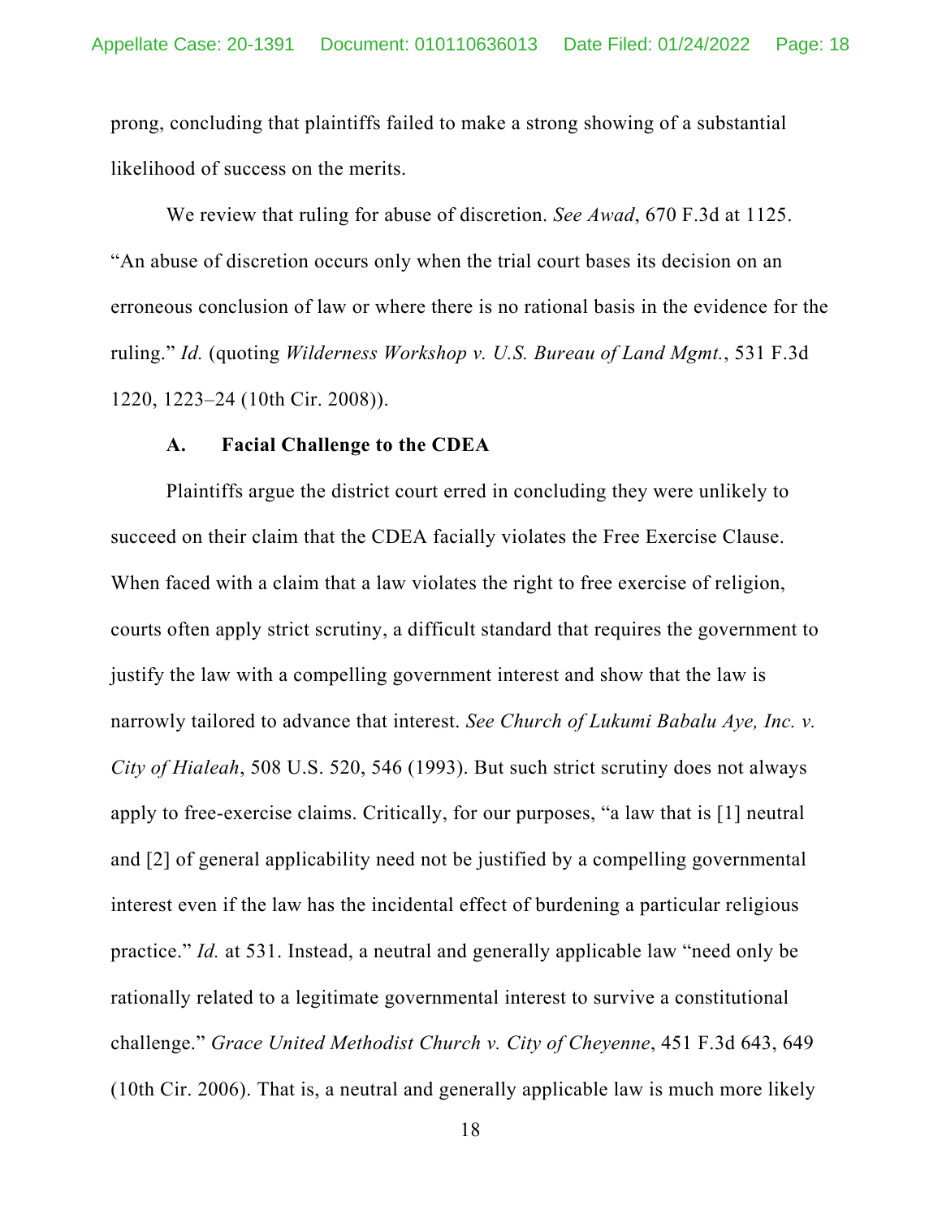prong, concluding that plaintiffs failed to make a strong showing of a substantial likelihood of success on the merits.

We review that ruling for abuse of discretion. *See Awad*, 670 F.3d at 1125. "An abuse of discretion occurs only when the trial court bases its decision on an erroneous conclusion of law or where there is no rational basis in the evidence for the ruling." *Id.* (quoting *Wilderness Workshop v. U.S. Bureau of Land Mgmt.*, 531 F.3d 1220, 1223–24 (10th Cir. 2008)).

### A. Facial Challenge to the CDEA

Plaintiffs argue the district court erred in concluding they were unlikely to succeed on their claim that the CDEA facially violates the Free Exercise Clause. When faced with a claim that a law violates the right to free exercise of religion, courts often apply strict scrutiny, a difficult standard that requires the government to justify the law with a compelling government interest and show that the law is narrowly tailored to advance that interest. *See Church of Lukumi Babalu Aye, Inc. v. City of Hialeah*, 508 U.S. 520, 546 (1993). But such strict scrutiny does not always apply to free-exercise claims. Critically, for our purposes, "a law that is [1] neutral and [2] of general applicability need not be justified by a compelling governmental interest even if the law has the incidental effect of burdening a particular religious practice." *Id.* at 531. Instead, a neutral and generally applicable law "need only be rationally related to a legitimate governmental interest to survive a constitutional challenge." *Grace United Methodist Church v. City of Cheyenne*, 451 F.3d 643, 649 (10th Cir. 2006). That is, a neutral and generally applicable law is much more likely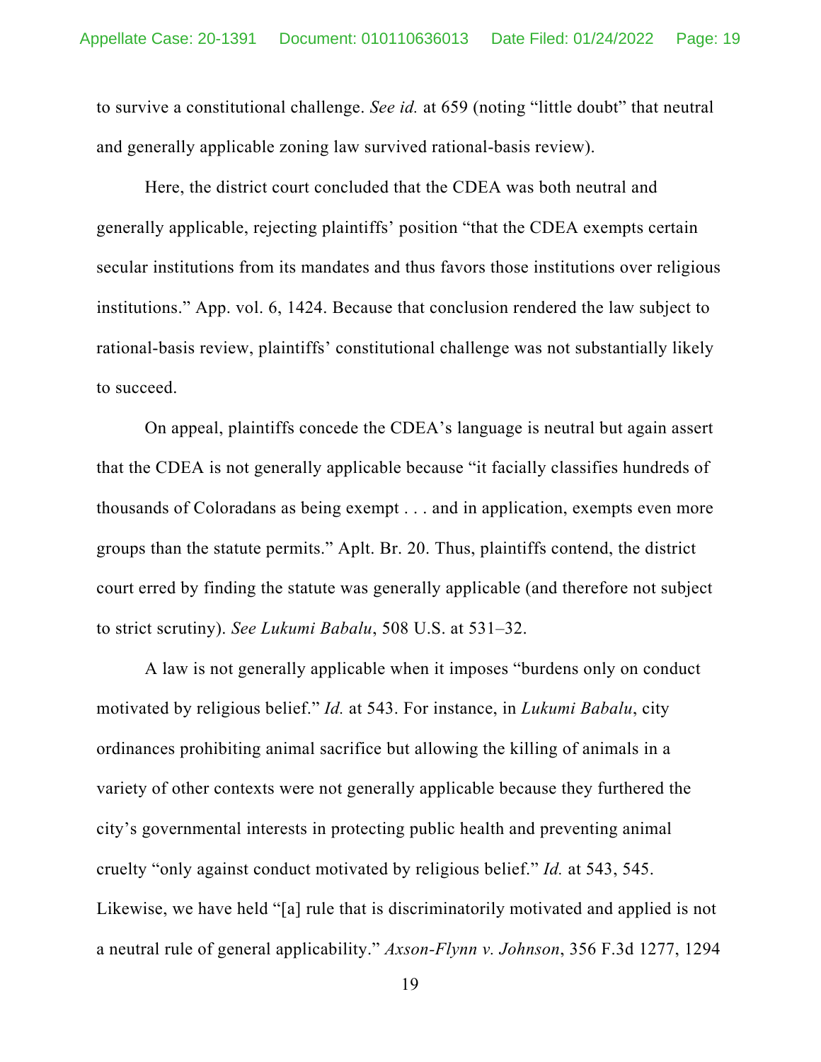to survive a constitutional challenge. *See id.* at 659 (noting "little doubt" that neutral and generally applicable zoning law survived rational-basis review).

Here, the district court concluded that the CDEA was both neutral and generally applicable, rejecting plaintiffs' position "that the CDEA exempts certain secular institutions from its mandates and thus favors those institutions over religious institutions." App. vol. 6, 1424. Because that conclusion rendered the law subject to rational-basis review, plaintiffs' constitutional challenge was not substantially likely to succeed.

On appeal, plaintiffs concede the CDEA's language is neutral but again assert that the CDEA is not generally applicable because "it facially classifies hundreds of thousands of Coloradans as being exempt . . . and in application, exempts even more groups than the statute permits." Aplt. Br. 20. Thus, plaintiffs contend, the district court erred by finding the statute was generally applicable (and therefore not subject to strict scrutiny). *See Lukumi Babalu*, 508 U.S. at 531–32.

A law is not generally applicable when it imposes "burdens only on conduct motivated by religious belief." *Id.* at 543. For instance, in *Lukumi Babalu*, city ordinances prohibiting animal sacrifice but allowing the killing of animals in a variety of other contexts were not generally applicable because they furthered the city's governmental interests in protecting public health and preventing animal cruelty "only against conduct motivated by religious belief." *Id.* at 543, 545. Likewise, we have held "[a] rule that is discriminatorily motivated and applied is not a neutral rule of general applicability." *Axson-Flynn v. Johnson*, 356 F.3d 1277, 1294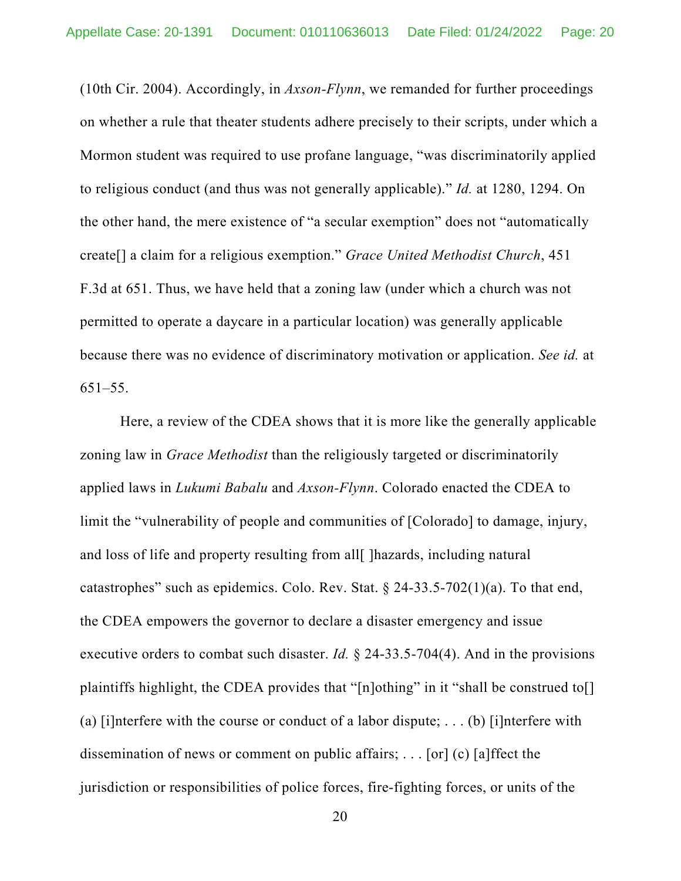(10th Cir. 2004). Accordingly, in *Axson-Flynn*, we remanded for further proceedings on whether a rule that theater students adhere precisely to their scripts, under which a Mormon student was required to use profane language, "was discriminatorily applied to religious conduct (and thus was not generally applicable)." *Id.* at 1280, 1294. On the other hand, the mere existence of "a secular exemption" does not "automatically create[] a claim for a religious exemption." *Grace United Methodist Church*, 451 F.3d at 651. Thus, we have held that a zoning law (under which a church was not permitted to operate a daycare in a particular location) was generally applicable because there was no evidence of discriminatory motivation or application. *See id.* at 651–55.

Here, a review of the CDEA shows that it is more like the generally applicable zoning law in *Grace Methodist* than the religiously targeted or discriminatorily applied laws in *Lukumi Babalu* and *Axson-Flynn*. Colorado enacted the CDEA to limit the "vulnerability of people and communities of [Colorado] to damage, injury, and loss of life and property resulting from all[ ]hazards, including natural catastrophes" such as epidemics. Colo. Rev. Stat. § 24-33.5-702(1)(a). To that end, the CDEA empowers the governor to declare a disaster emergency and issue executive orders to combat such disaster. *Id.* § 24-33.5-704(4). And in the provisions plaintiffs highlight, the CDEA provides that "[n]othing" in it "shall be construed to[] (a) [i]nterfere with the course or conduct of a labor dispute; . . . (b) [i]nterfere with dissemination of news or comment on public affairs; . . . [or] (c) [a]ffect the jurisdiction or responsibilities of police forces, fire-fighting forces, or units of the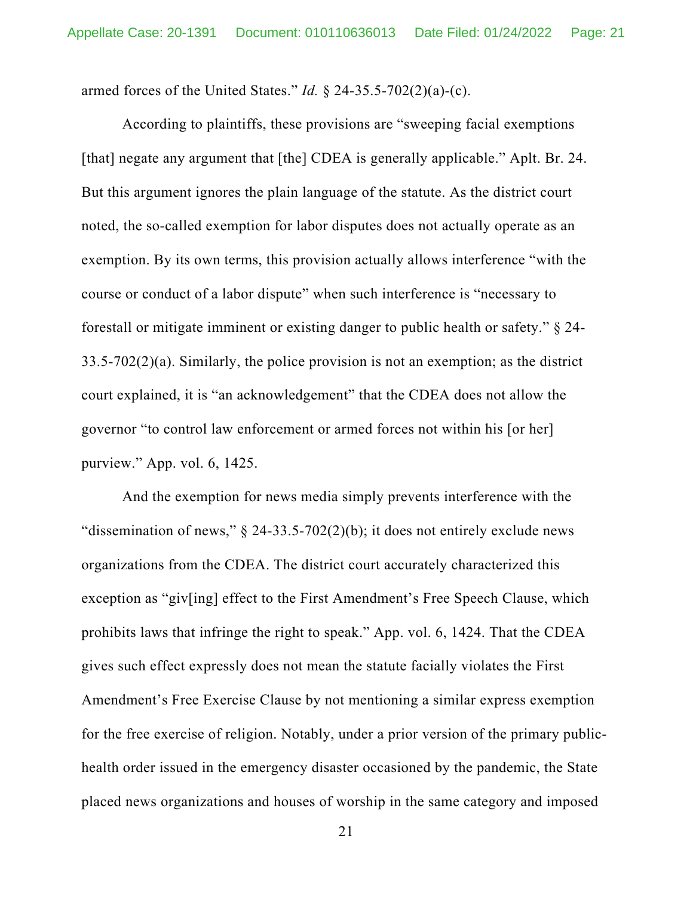armed forces of the United States." *Id.* § 24-35.5-702(2)(a)-(c).

According to plaintiffs, these provisions are "sweeping facial exemptions [that] negate any argument that [the] CDEA is generally applicable." Aplt. Br. 24. But this argument ignores the plain language of the statute. As the district court noted, the so-called exemption for labor disputes does not actually operate as an exemption. By its own terms, this provision actually allows interference "with the course or conduct of a labor dispute" when such interference is "necessary to forestall or mitigate imminent or existing danger to public health or safety." § 24-33.5-702(2)(a). Similarly, the police provision is not an exemption; as the district court explained, it is "an acknowledgement" that the CDEA does not allow the governor "to control law enforcement or armed forces not within his [or her] purview." App. vol. 6, 1425.

And the exemption for news media simply prevents interference with the "dissemination of news," § 24-33.5-702(2)(b); it does not entirely exclude news organizations from the CDEA. The district court accurately characterized this exception as "giv[ing] effect to the First Amendment's Free Speech Clause, which prohibits laws that infringe the right to speak." App. vol. 6, 1424. That the CDEA gives such effect expressly does not mean the statute facially violates the First Amendment's Free Exercise Clause by not mentioning a similar express exemption for the free exercise of religion. Notably, under a prior version of the primary public-health order issued in the emergency disaster occasioned by the pandemic, the State placed news organizations and houses of worship in the same category and imposed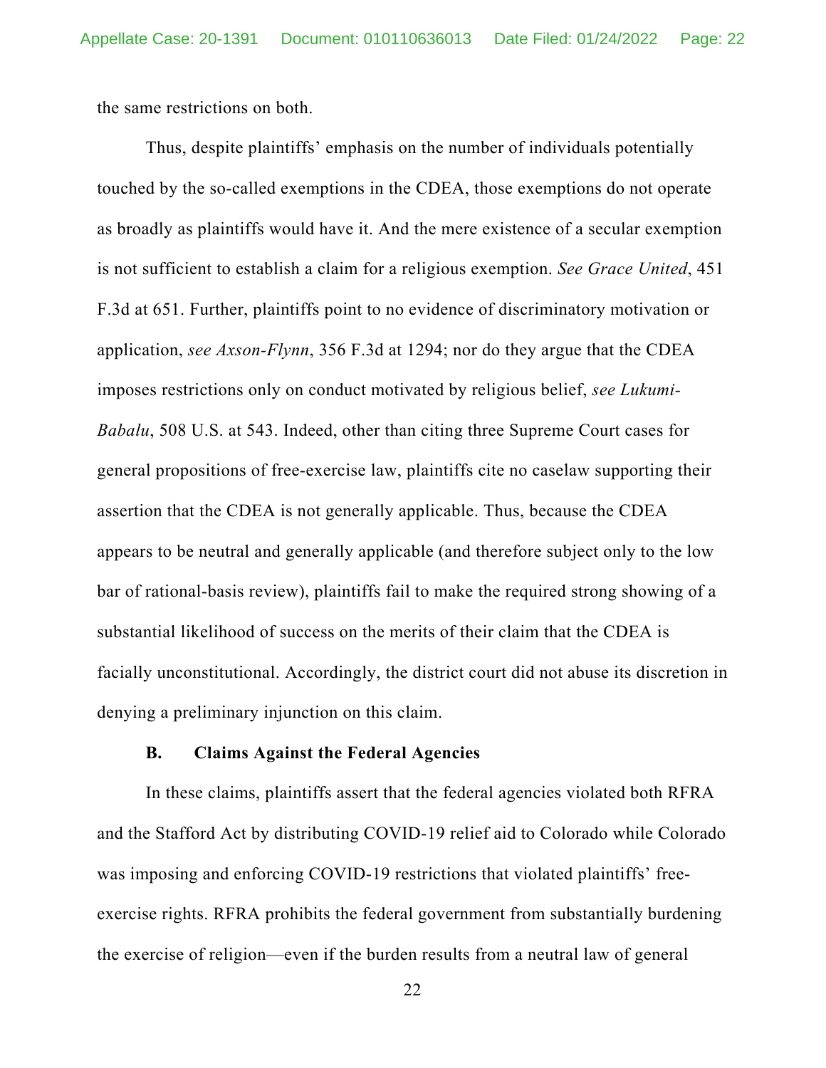the same restrictions on both.

Thus, despite plaintiffs' emphasis on the number of individuals potentially touched by the so-called exemptions in the CDEA, those exemptions do not operate as broadly as plaintiffs would have it. And the mere existence of a secular exemption is not sufficient to establish a claim for a religious exemption. *See Grace United*, 451 F.3d at 651. Further, plaintiffs point to no evidence of discriminatory motivation or application, *see Axson-Flynn*, 356 F.3d at 1294; nor do they argue that the CDEA imposes restrictions only on conduct motivated by religious belief, *see Lukumi-Babalu*, 508 U.S. at 543. Indeed, other than citing three Supreme Court cases for general propositions of free-exercise law, plaintiffs cite no caselaw supporting their assertion that the CDEA is not generally applicable. Thus, because the CDEA appears to be neutral and generally applicable (and therefore subject only to the low bar of rational-basis review), plaintiffs fail to make the required strong showing of a substantial likelihood of success on the merits of their claim that the CDEA is facially unconstitutional. Accordingly, the district court did not abuse its discretion in denying a preliminary injunction on this claim.

### B. Claims Against the Federal Agencies

In these claims, plaintiffs assert that the federal agencies violated both RFRA and the Stafford Act by distributing COVID-19 relief aid to Colorado while Colorado was imposing and enforcing COVID-19 restrictions that violated plaintiffs' free-exercise rights. RFRA prohibits the federal government from substantially burdening the exercise of religion—even if the burden results from a neutral law of general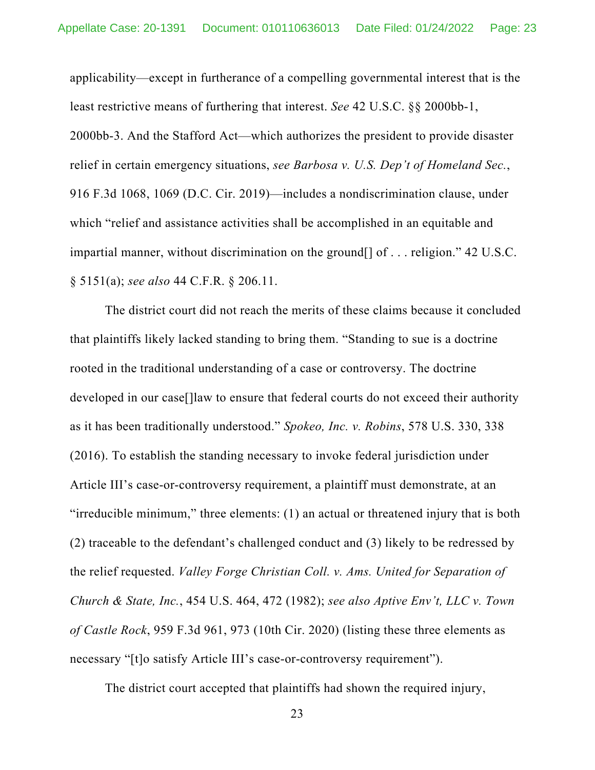applicability—except in furtherance of a compelling governmental interest that is the least restrictive means of furthering that interest. *See* 42 U.S.C. §§ 2000bb-1, 2000bb-3. And the Stafford Act—which authorizes the president to provide disaster relief in certain emergency situations, *see Barbosa v. U.S. Dep't of Homeland Sec.*, 916 F.3d 1068, 1069 (D.C. Cir. 2019)—includes a nondiscrimination clause, under which "relief and assistance activities shall be accomplished in an equitable and impartial manner, without discrimination on the ground[] of . . . religion." 42 U.S.C. § 5151(a); *see also* 44 C.F.R. § 206.11.

The district court did not reach the merits of these claims because it concluded that plaintiffs likely lacked standing to bring them. "Standing to sue is a doctrine rooted in the traditional understanding of a case or controversy. The doctrine developed in our case[]law to ensure that federal courts do not exceed their authority as it has been traditionally understood." *Spokeo, Inc. v. Robins*, 578 U.S. 330, 338 (2016). To establish the standing necessary to invoke federal jurisdiction under Article III's case-or-controversy requirement, a plaintiff must demonstrate, at an "irreducible minimum," three elements: (1) an actual or threatened injury that is both (2) traceable to the defendant's challenged conduct and (3) likely to be redressed by the relief requested. *Valley Forge Christian Coll. v. Ams. United for Separation of Church & State, Inc.*, 454 U.S. 464, 472 (1982); *see also Aptive Env't, LLC v. Town of Castle Rock*, 959 F.3d 961, 973 (10th Cir. 2020) (listing these three elements as necessary "[t]o satisfy Article III's case-or-controversy requirement").

The district court accepted that plaintiffs had shown the required injury,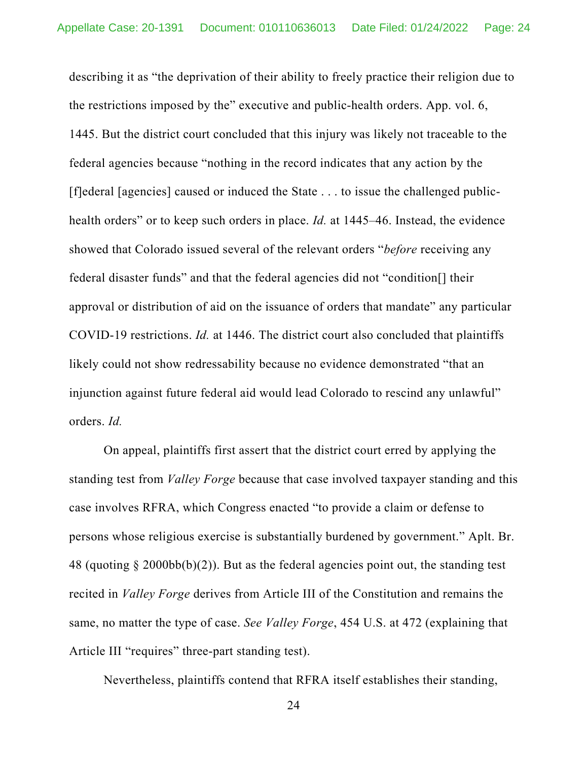describing it as "the deprivation of their ability to freely practice their religion due to the restrictions imposed by the" executive and public-health orders. App. vol. 6, 1445. But the district court concluded that this injury was likely not traceable to the federal agencies because "nothing in the record indicates that any action by the [f]ederal [agencies] caused or induced the State . . . to issue the challenged public-health orders" or to keep such orders in place. *Id.* at 1445–46. Instead, the evidence showed that Colorado issued several of the relevant orders "*before* receiving any federal disaster funds" and that the federal agencies did not "condition[] their approval or distribution of aid on the issuance of orders that mandate" any particular COVID-19 restrictions. *Id.* at 1446. The district court also concluded that plaintiffs likely could not show redressability because no evidence demonstrated "that an injunction against future federal aid would lead Colorado to rescind any unlawful" orders. *Id.*

On appeal, plaintiffs first assert that the district court erred by applying the standing test from *Valley Forge* because that case involved taxpayer standing and this case involves RFRA, which Congress enacted "to provide a claim or defense to persons whose religious exercise is substantially burdened by government." Aplt. Br. 48 (quoting § 2000bb(b)(2)). But as the federal agencies point out, the standing test recited in *Valley Forge* derives from Article III of the Constitution and remains the same, no matter the type of case. *See Valley Forge*, 454 U.S. at 472 (explaining that Article III "requires" three-part standing test).

Nevertheless, plaintiffs contend that RFRA itself establishes their standing,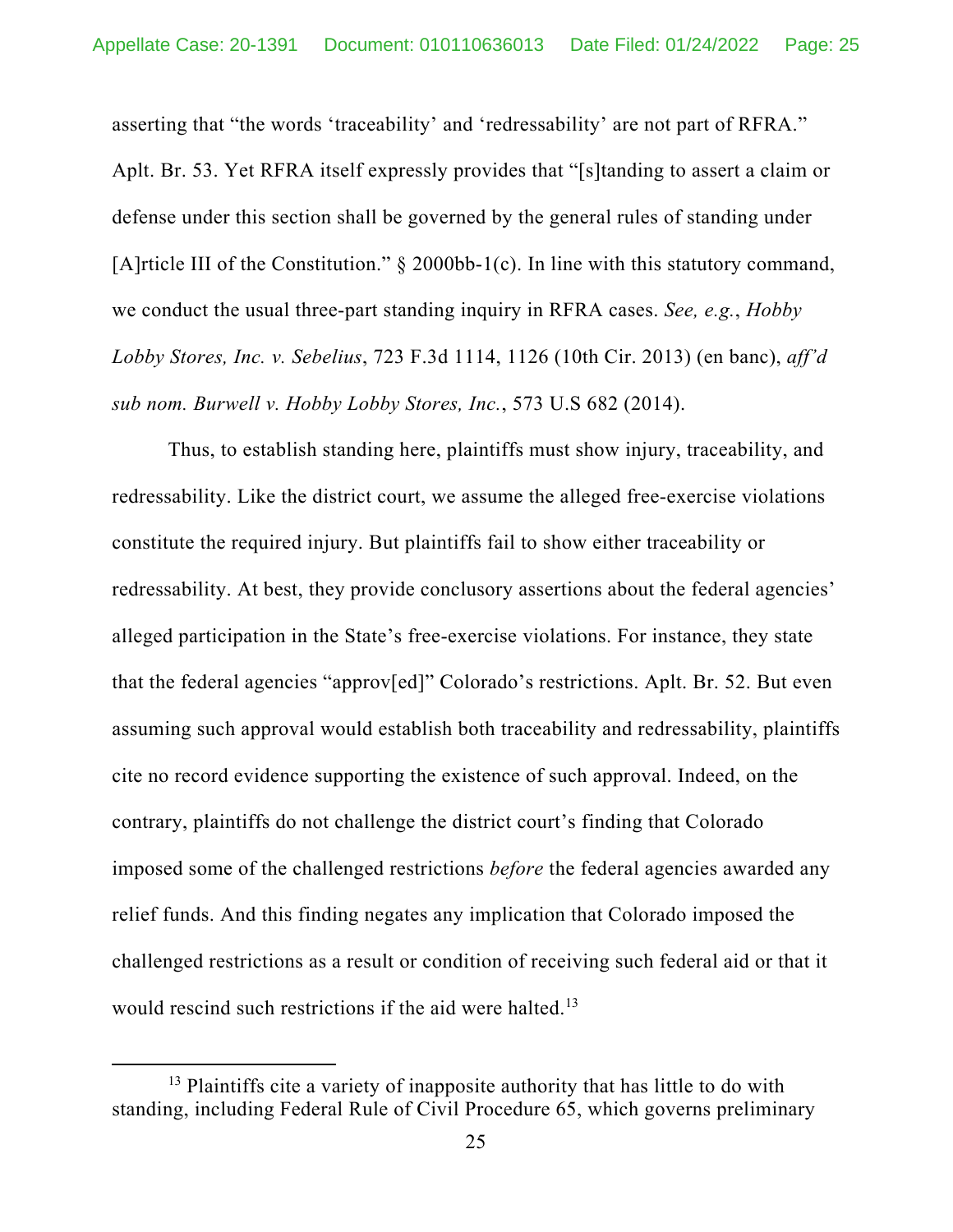asserting that "the words 'traceability' and 'redressability' are not part of RFRA." Aplt. Br. 53. Yet RFRA itself expressly provides that "[s]tanding to assert a claim or defense under this section shall be governed by the general rules of standing under [A]rticle III of the Constitution." § 2000bb-1(c). In line with this statutory command, we conduct the usual three-part standing inquiry in RFRA cases. *See, e.g.*, *Hobby Lobby Stores, Inc. v. Sebelius*, 723 F.3d 1114, 1126 (10th Cir. 2013) (en banc), *aff'd sub nom. Burwell v. Hobby Lobby Stores, Inc.*, 573 U.S 682 (2014).

Thus, to establish standing here, plaintiffs must show injury, traceability, and redressability. Like the district court, we assume the alleged free-exercise violations constitute the required injury. But plaintiffs fail to show either traceability or redressability. At best, they provide conclusory assertions about the federal agencies' alleged participation in the State's free-exercise violations. For instance, they state that the federal agencies "approv[ed]" Colorado's restrictions. Aplt. Br. 52. But even assuming such approval would establish both traceability and redressability, plaintiffs cite no record evidence supporting the existence of such approval. Indeed, on the contrary, plaintiffs do not challenge the district court's finding that Colorado imposed some of the challenged restrictions *before* the federal agencies awarded any relief funds. And this finding negates any implication that Colorado imposed the challenged restrictions as a result or condition of receiving such federal aid or that it would rescind such restrictions if the aid were halted.[13]

[13] Plaintiffs cite a variety of inapposite authority that has little to do with standing, including Federal Rule of Civil Procedure 65, which governs preliminary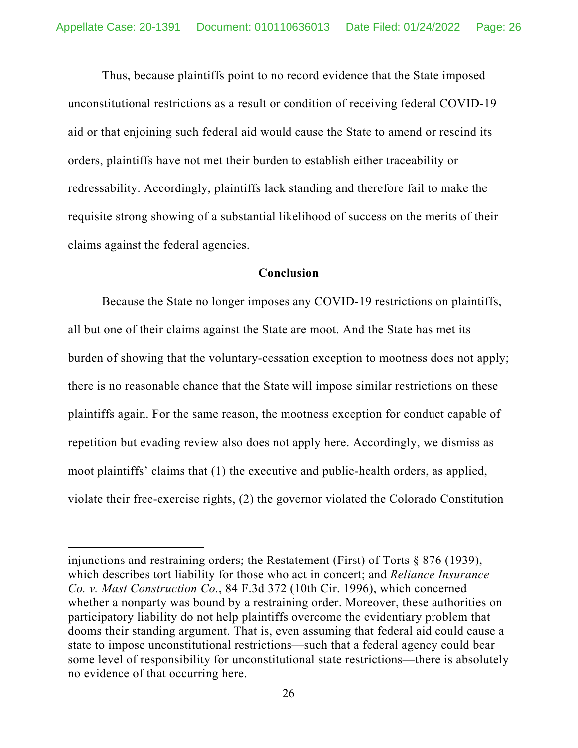Thus, because plaintiffs point to no record evidence that the State imposed unconstitutional restrictions as a result or condition of receiving federal COVID-19 aid or that enjoining such federal aid would cause the State to amend or rescind its orders, plaintiffs have not met their burden to establish either traceability or redressability. Accordingly, plaintiffs lack standing and therefore fail to make the requisite strong showing of a substantial likelihood of success on the merits of their claims against the federal agencies.

## Conclusion

Because the State no longer imposes any COVID-19 restrictions on plaintiffs, all but one of their claims against the State are moot. And the State has met its burden of showing that the voluntary-cessation exception to mootness does not apply; there is no reasonable chance that the State will impose similar restrictions on these plaintiffs again. For the same reason, the mootness exception for conduct capable of repetition but evading review also does not apply here. Accordingly, we dismiss as moot plaintiffs' claims that (1) the executive and public-health orders, as applied, violate their free-exercise rights, (2) the governor violated the Colorado Constitution

---

injunctions and restraining orders; the Restatement (First) of Torts § 876 (1939), which describes tort liability for those who act in concert; and *Reliance Insurance Co. v. Mast Construction Co.*, 84 F.3d 372 (10th Cir. 1996), which concerned whether a nonparty was bound by a restraining order. Moreover, these authorities on participatory liability do not help plaintiffs overcome the evidentiary problem that dooms their standing argument. That is, even assuming that federal aid could cause a state to impose unconstitutional restrictions—such that a federal agency could bear some level of responsibility for unconstitutional state restrictions—there is absolutely no evidence of that occurring here.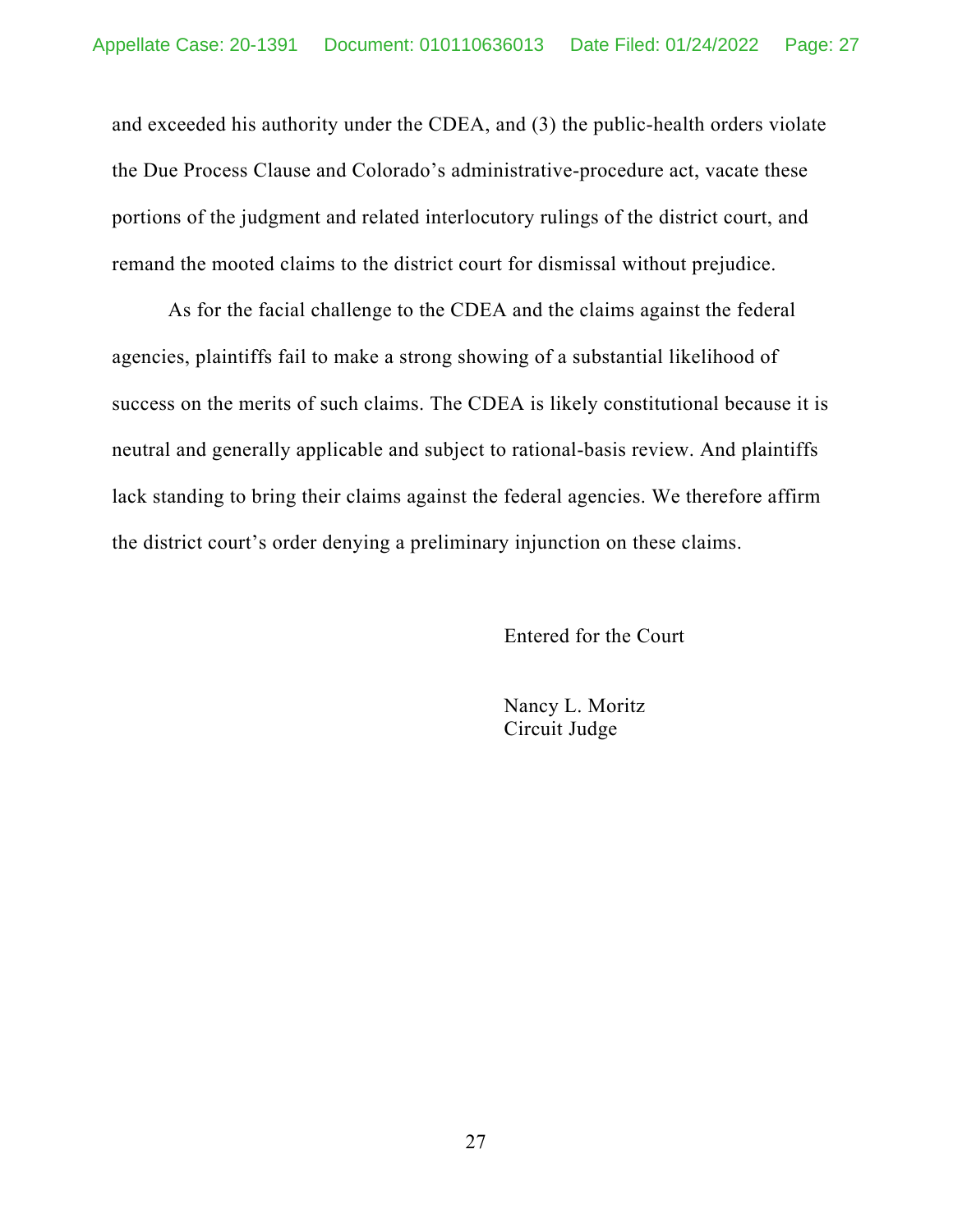and exceeded his authority under the CDEA, and (3) the public-health orders violate the Due Process Clause and Colorado's administrative-procedure act, vacate these portions of the judgment and related interlocutory rulings of the district court, and remand the mooted claims to the district court for dismissal without prejudice.

As for the facial challenge to the CDEA and the claims against the federal agencies, plaintiffs fail to make a strong showing of a substantial likelihood of success on the merits of such claims. The CDEA is likely constitutional because it is neutral and generally applicable and subject to rational-basis review. And plaintiffs lack standing to bring their claims against the federal agencies. We therefore affirm the district court's order denying a preliminary injunction on these claims.

Entered for the Court

Nancy L. Moritz
Circuit Judge